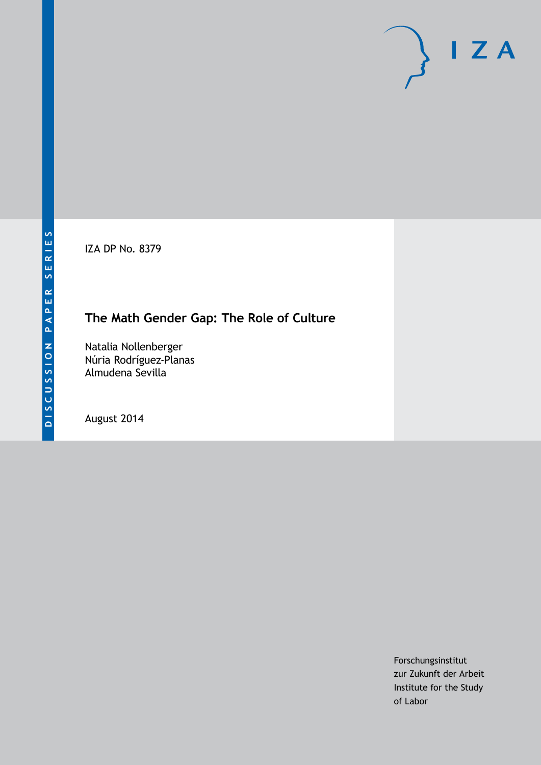DISCUSSION PAPER SERIES

IZA DP No. 8379

# The Math Gender Gap: The Role of Culture

Natalia Nollenberger
Núria Rodríguez-Planas
Almudena Sevilla

August 2014

Forschungsinstitut
zur Zukunft der Arbeit
Institute for the Study
of Labor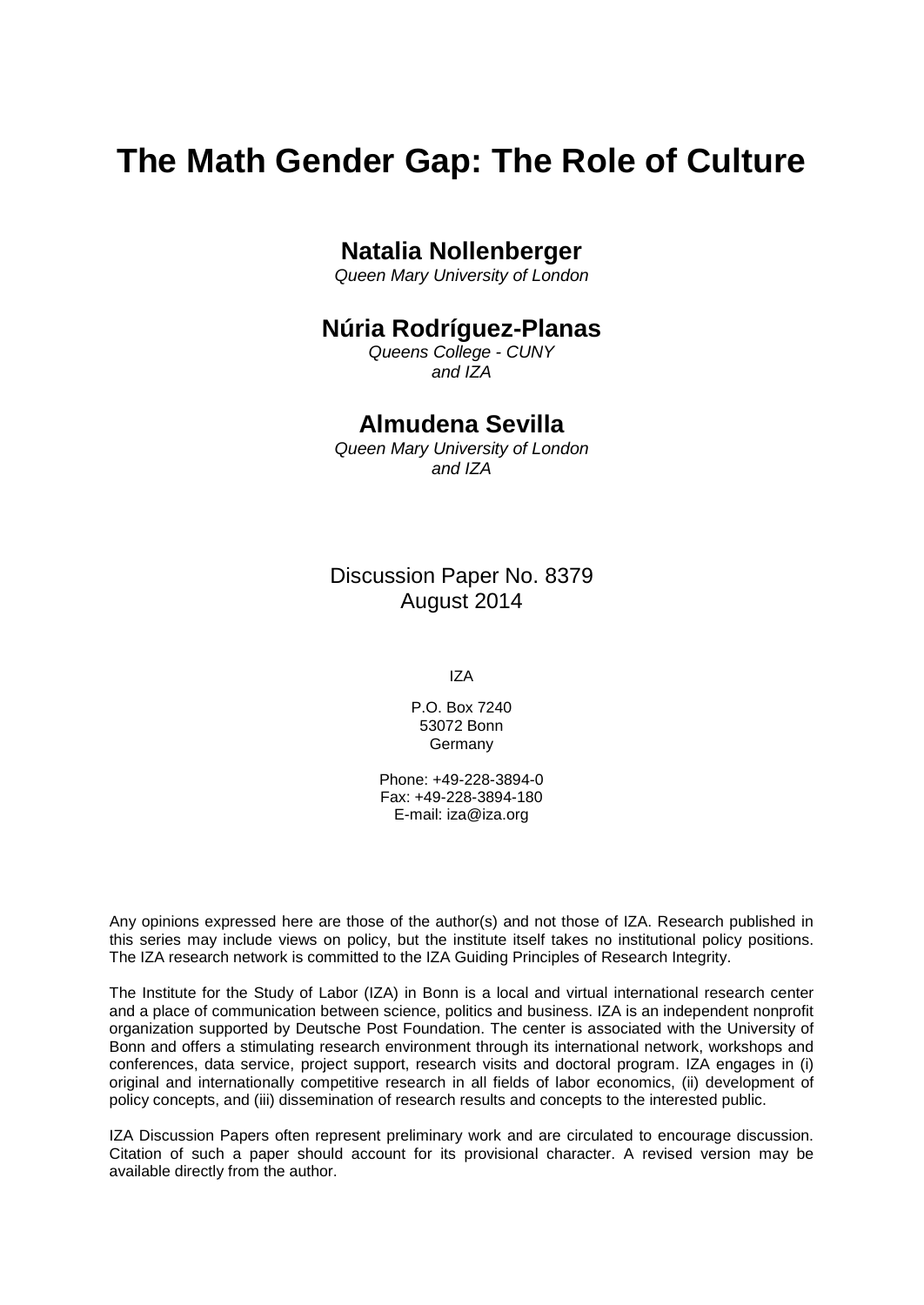# The Math Gender Gap: The Role of Culture

## Natalia Nollenberger

*Queen Mary University of London*

## Núria Rodríguez-Planas

*Queens College - CUNY and IZA*

## Almudena Sevilla

*Queen Mary University of London and IZA*

Discussion Paper No. 8379
August 2014

IZA

P.O. Box 7240
53072 Bonn
Germany

Phone: +49-228-3894-0
Fax: +49-228-3894-180
E-mail: iza@iza.org

Any opinions expressed here are those of the author(s) and not those of IZA. Research published in this series may include views on policy, but the institute itself takes no institutional policy positions. The IZA research network is committed to the IZA Guiding Principles of Research Integrity.

The Institute for the Study of Labor (IZA) in Bonn is a local and virtual international research center and a place of communication between science, politics and business. IZA is an independent nonprofit organization supported by Deutsche Post Foundation. The center is associated with the University of Bonn and offers a stimulating research environment through its international network, workshops and conferences, data service, project support, research visits and doctoral program. IZA engages in (i) original and internationally competitive research in all fields of labor economics, (ii) development of policy concepts, and (iii) dissemination of research results and concepts to the interested public.

IZA Discussion Papers often represent preliminary work and are circulated to encourage discussion. Citation of such a paper should account for its provisional character. A revised version may be available directly from the author.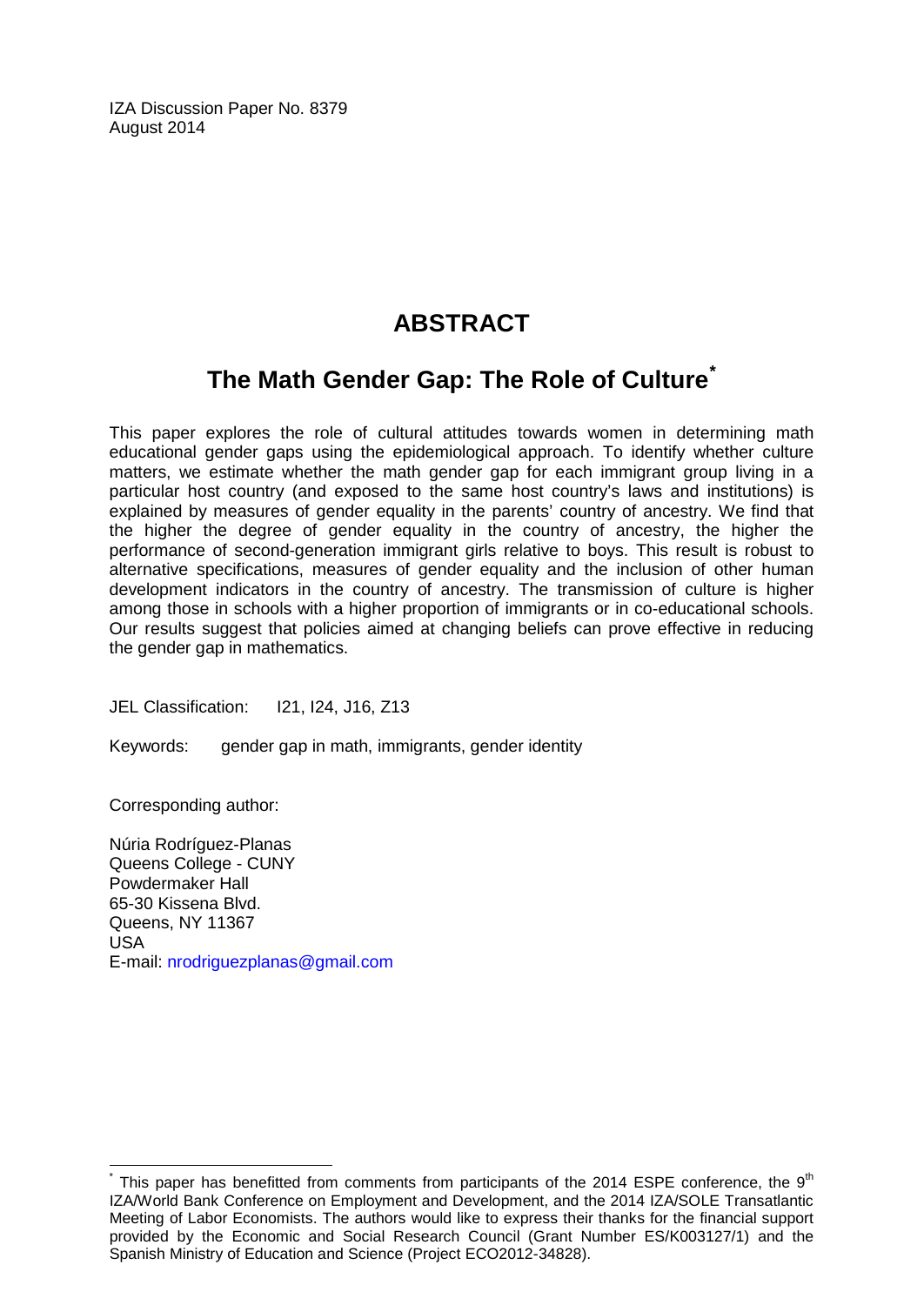IZA Discussion Paper No. 8379
August 2014

# ABSTRACT

## The Math Gender Gap: The Role of Culture*

This paper explores the role of cultural attitudes towards women in determining math educational gender gaps using the epidemiological approach. To identify whether culture matters, we estimate whether the math gender gap for each immigrant group living in a particular host country (and exposed to the same host country's laws and institutions) is explained by measures of gender equality in the parents' country of ancestry. We find that the higher the degree of gender equality in the country of ancestry, the higher the performance of second-generation immigrant girls relative to boys. This result is robust to alternative specifications, measures of gender equality and the inclusion of other human development indicators in the country of ancestry. The transmission of culture is higher among those in schools with a higher proportion of immigrants or in co-educational schools. Our results suggest that policies aimed at changing beliefs can prove effective in reducing the gender gap in mathematics.

JEL Classification: I21, I24, J16, Z13

Keywords: gender gap in math, immigrants, gender identity

Corresponding author:

Núria Rodríguez-Planas
Queens College - CUNY
Powdermaker Hall
65-30 Kissena Blvd.
Queens, NY 11367
USA
E-mail: nrodriguezplanas@gmail.com

---

* This paper has benefitted from comments from participants of the 2014 ESPE conference, the 9th IZA/World Bank Conference on Employment and Development, and the 2014 IZA/SOLE Transatlantic Meeting of Labor Economists. The authors would like to express their thanks for the financial support provided by the Economic and Social Research Council (Grant Number ES/K003127/1) and the Spanish Ministry of Education and Science (Project ECO2012-34828).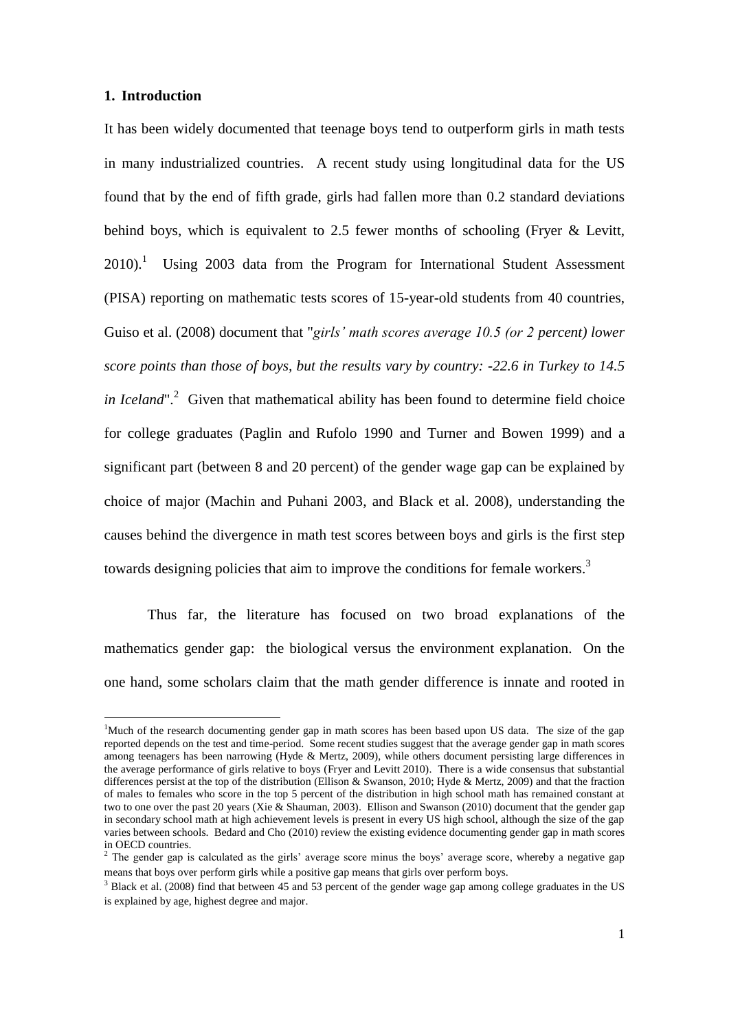## 1. Introduction

It has been widely documented that teenage boys tend to outperform girls in math tests in many industrialized countries. A recent study using longitudinal data for the US found that by the end of fifth grade, girls had fallen more than 0.2 standard deviations behind boys, which is equivalent to 2.5 fewer months of schooling (Fryer & Levitt, 2010).[1] Using 2003 data from the Program for International Student Assessment (PISA) reporting on mathematic tests scores of 15-year-old students from 40 countries, Guiso et al. (2008) document that "*girls' math scores average 10.5 (or 2 percent) lower score points than those of boys, but the results vary by country: -22.6 in Turkey to 14.5 in Iceland*".[2] Given that mathematical ability has been found to determine field choice for college graduates (Paglin and Rufolo 1990 and Turner and Bowen 1999) and a significant part (between 8 and 20 percent) of the gender wage gap can be explained by choice of major (Machin and Puhani 2003, and Black et al. 2008), understanding the causes behind the divergence in math test scores between boys and girls is the first step towards designing policies that aim to improve the conditions for female workers.[3]

Thus far, the literature has focused on two broad explanations of the mathematics gender gap: the biological versus the environment explanation. On the one hand, some scholars claim that the math gender difference is innate and rooted in

---

[1] Much of the research documenting gender gap in math scores has been based upon US data. The size of the gap reported depends on the test and time-period. Some recent studies suggest that the average gender gap in math scores among teenagers has been narrowing (Hyde & Mertz, 2009), while others document persisting large differences in the average performance of girls relative to boys (Fryer and Levitt 2010). There is a wide consensus that substantial differences persist at the top of the distribution (Ellison & Swanson, 2010; Hyde & Mertz, 2009) and that the fraction of males to females who score in the top 5 percent of the distribution in high school math has remained constant at two to one over the past 20 years (Xie & Shauman, 2003). Ellison and Swanson (2010) document that the gender gap in secondary school math at high achievement levels is present in every US high school, although the size of the gap varies between schools. Bedard and Cho (2010) review the existing evidence documenting gender gap in math scores in OECD countries.

[2] The gender gap is calculated as the girls' average score minus the boys' average score, whereby a negative gap means that boys over perform girls while a positive gap means that girls over perform boys.

[3] Black et al. (2008) find that between 45 and 53 percent of the gender wage gap among college graduates in the US is explained by age, highest degree and major.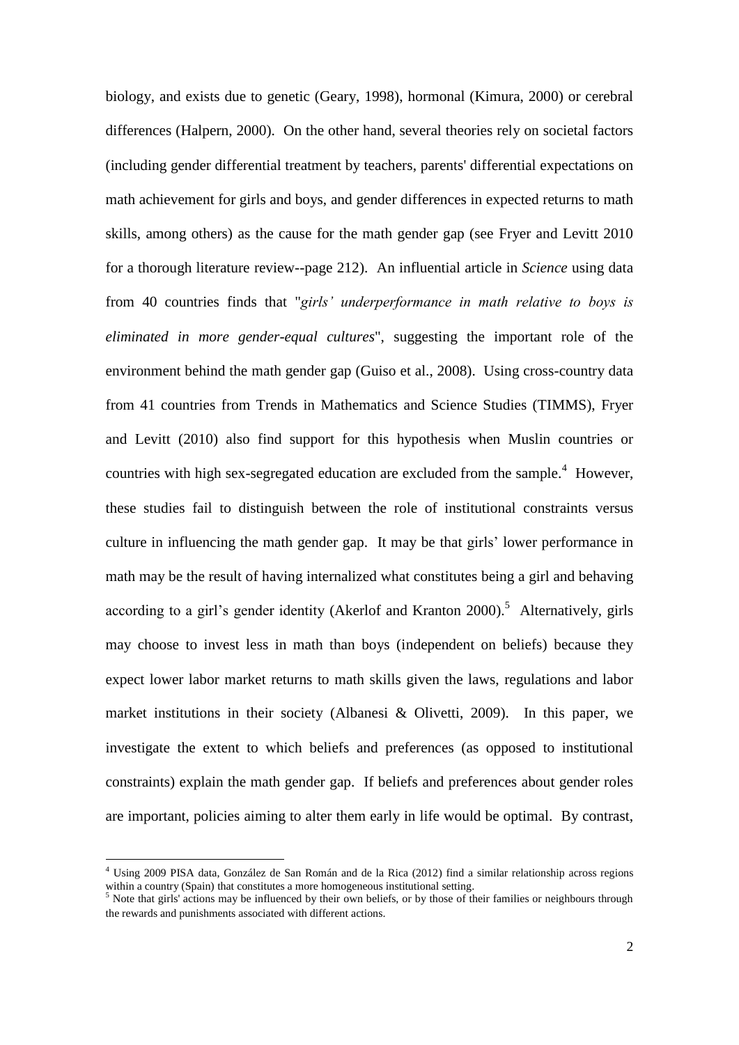biology, and exists due to genetic (Geary, 1998), hormonal (Kimura, 2000) or cerebral differences (Halpern, 2000). On the other hand, several theories rely on societal factors (including gender differential treatment by teachers, parents' differential expectations on math achievement for girls and boys, and gender differences in expected returns to math skills, among others) as the cause for the math gender gap (see Fryer and Levitt 2010 for a thorough literature review--page 212). An influential article in *Science* using data from 40 countries finds that "*girls' underperformance in math relative to boys is eliminated in more gender-equal cultures*", suggesting the important role of the environment behind the math gender gap (Guiso et al., 2008). Using cross-country data from 41 countries from Trends in Mathematics and Science Studies (TIMMS), Fryer and Levitt (2010) also find support for this hypothesis when Muslin countries or countries with high sex-segregated education are excluded from the sample.[4] However, these studies fail to distinguish between the role of institutional constraints versus culture in influencing the math gender gap. It may be that girls' lower performance in math may be the result of having internalized what constitutes being a girl and behaving according to a girl's gender identity (Akerlof and Kranton 2000).[5] Alternatively, girls may choose to invest less in math than boys (independent on beliefs) because they expect lower labor market returns to math skills given the laws, regulations and labor market institutions in their society (Albanesi & Olivetti, 2009). In this paper, we investigate the extent to which beliefs and preferences (as opposed to institutional constraints) explain the math gender gap. If beliefs and preferences about gender roles are important, policies aiming to alter them early in life would be optimal. By contrast,

[4] Using 2009 PISA data, González de San Román and de la Rica (2012) find a similar relationship across regions within a country (Spain) that constitutes a more homogeneous institutional setting.

[5] Note that girls' actions may be influenced by their own beliefs, or by those of their families or neighbours through the rewards and punishments associated with different actions.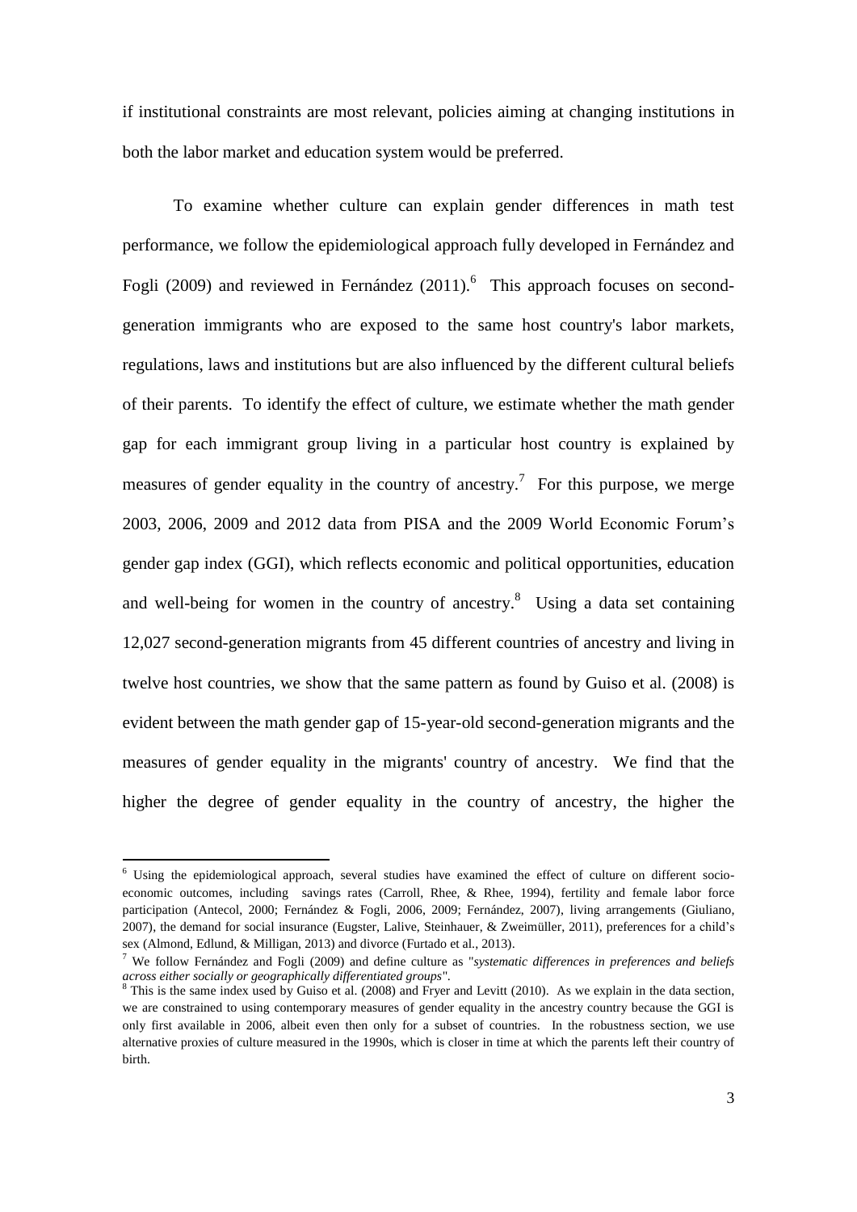if institutional constraints are most relevant, policies aiming at changing institutions in both the labor market and education system would be preferred.

To examine whether culture can explain gender differences in math test performance, we follow the epidemiological approach fully developed in Fernández and Fogli (2009) and reviewed in Fernández (2011).[6] This approach focuses on second-generation immigrants who are exposed to the same host country's labor markets, regulations, laws and institutions but are also influenced by the different cultural beliefs of their parents. To identify the effect of culture, we estimate whether the math gender gap for each immigrant group living in a particular host country is explained by measures of gender equality in the country of ancestry.[7] For this purpose, we merge 2003, 2006, 2009 and 2012 data from PISA and the 2009 World Economic Forum's gender gap index (GGI), which reflects economic and political opportunities, education and well-being for women in the country of ancestry.[8] Using a data set containing 12,027 second-generation migrants from 45 different countries of ancestry and living in twelve host countries, we show that the same pattern as found by Guiso et al. (2008) is evident between the math gender gap of 15-year-old second-generation migrants and the measures of gender equality in the migrants' country of ancestry. We find that the higher the degree of gender equality in the country of ancestry, the higher the

---

[6] Using the epidemiological approach, several studies have examined the effect of culture on different socio-economic outcomes, including savings rates (Carroll, Rhee, & Rhee, 1994), fertility and female labor force participation (Antecol, 2000; Fernández & Fogli, 2006, 2009; Fernández, 2007), living arrangements (Giuliano, 2007), the demand for social insurance (Eugster, Lalive, Steinhauer, & Zweimüller, 2011), preferences for a child's sex (Almond, Edlund, & Milligan, 2013) and divorce (Furtado et al., 2013).

[7] We follow Fernández and Fogli (2009) and define culture as "*systematic differences in preferences and beliefs across either socially or geographically differentiated groups*".

[8] This is the same index used by Guiso et al. (2008) and Fryer and Levitt (2010). As we explain in the data section, we are constrained to using contemporary measures of gender equality in the ancestry country because the GGI is only first available in 2006, albeit even then only for a subset of countries. In the robustness section, we use alternative proxies of culture measured in the 1990s, which is closer in time at which the parents left their country of birth.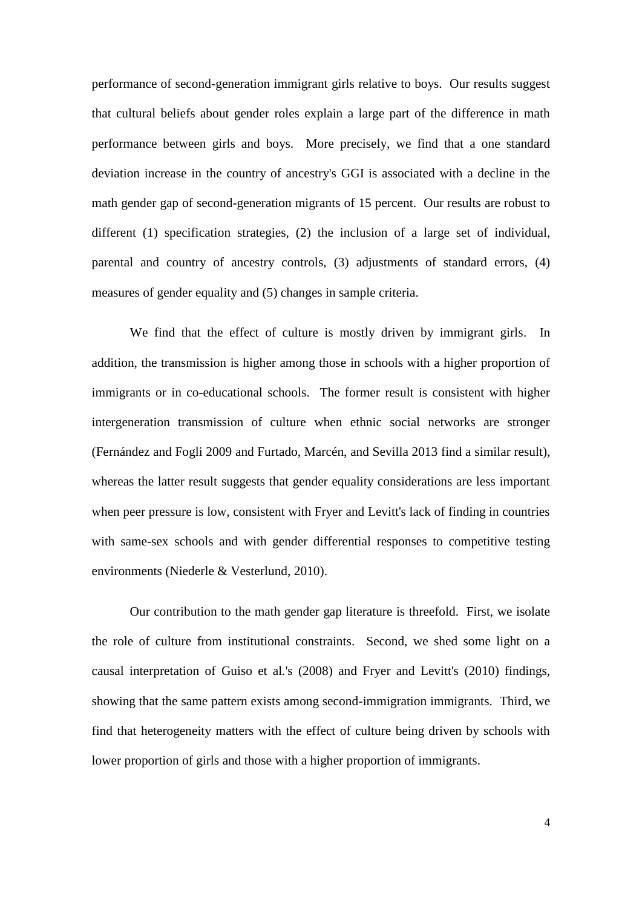performance of second-generation immigrant girls relative to boys. Our results suggest that cultural beliefs about gender roles explain a large part of the difference in math performance between girls and boys. More precisely, we find that a one standard deviation increase in the country of ancestry's GGI is associated with a decline in the math gender gap of second-generation migrants of 15 percent. Our results are robust to different (1) specification strategies, (2) the inclusion of a large set of individual, parental and country of ancestry controls, (3) adjustments of standard errors, (4) measures of gender equality and (5) changes in sample criteria.

We find that the effect of culture is mostly driven by immigrant girls. In addition, the transmission is higher among those in schools with a higher proportion of immigrants or in co-educational schools. The former result is consistent with higher intergeneration transmission of culture when ethnic social networks are stronger (Fernández and Fogli 2009 and Furtado, Marcén, and Sevilla 2013 find a similar result), whereas the latter result suggests that gender equality considerations are less important when peer pressure is low, consistent with Fryer and Levitt's lack of finding in countries with same-sex schools and with gender differential responses to competitive testing environments (Niederle & Vesterlund, 2010).

Our contribution to the math gender gap literature is threefold. First, we isolate the role of culture from institutional constraints. Second, we shed some light on a causal interpretation of Guiso et al.'s (2008) and Fryer and Levitt's (2010) findings, showing that the same pattern exists among second-immigration immigrants. Third, we find that heterogeneity matters with the effect of culture being driven by schools with lower proportion of girls and those with a higher proportion of immigrants.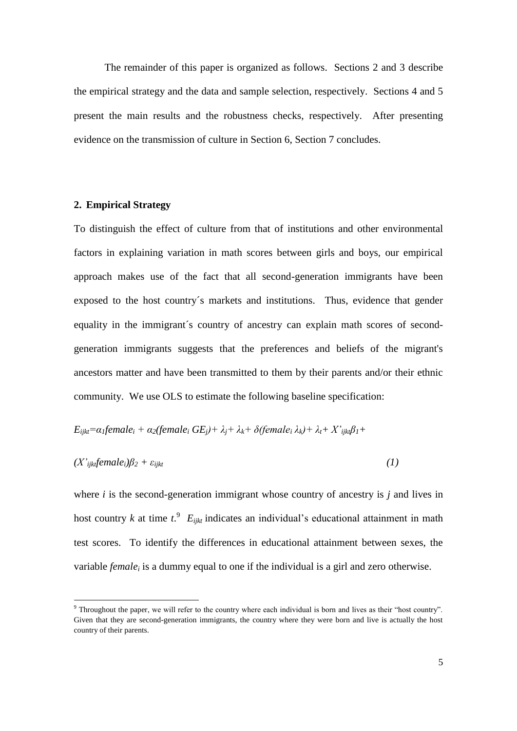The remainder of this paper is organized as follows. Sections 2 and 3 describe the empirical strategy and the data and sample selection, respectively. Sections 4 and 5 present the main results and the robustness checks, respectively. After presenting evidence on the transmission of culture in Section 6, Section 7 concludes.

## 2. Empirical Strategy

To distinguish the effect of culture from that of institutions and other environmental factors in explaining variation in math scores between girls and boys, our empirical approach makes use of the fact that all second-generation immigrants have been exposed to the host country´s markets and institutions. Thus, evidence that gender equality in the immigrant´s country of ancestry can explain math scores of second-generation immigrants suggests that the preferences and beliefs of the migrant's ancestors matter and have been transmitted to them by their parents and/or their ethnic community. We use OLS to estimate the following baseline specification:

$$E_{ijkt}=\alpha_1 female_i + \alpha_2(female_i\, GE_j)+ \lambda_j+ \lambda_k+ \delta(female_i\, \lambda_k)+ \lambda_t+ X'_{ijkt}\beta_1+ (X'_{ijkt}female_i)\beta_2 + \varepsilon_{ijkt} \quad (1)$$

where $i$ is the second-generation immigrant whose country of ancestry is $j$ and lives in host country $k$ at time $t$.[9] $E_{ijkt}$ indicates an individual's educational attainment in math test scores. To identify the differences in educational attainment between sexes, the variable $female_i$ is a dummy equal to one if the individual is a girl and zero otherwise.

[9] Throughout the paper, we will refer to the country where each individual is born and lives as their "host country". Given that they are second-generation immigrants, the country where they were born and live is actually the host country of their parents.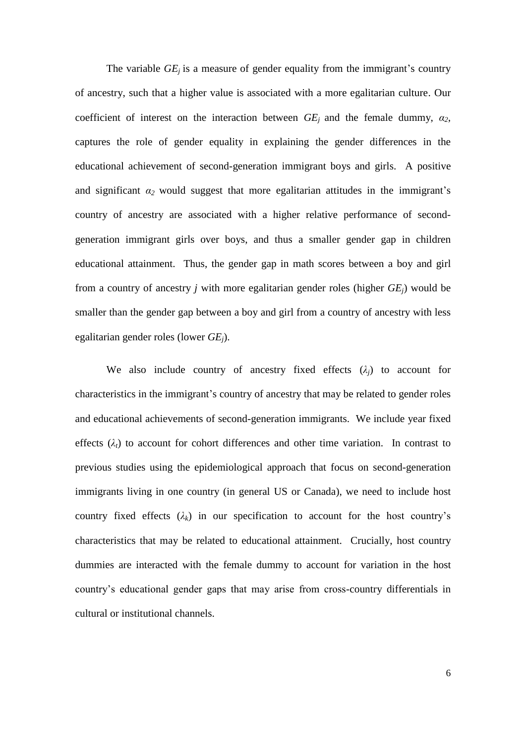The variable $GE_j$ is a measure of gender equality from the immigrant's country of ancestry, such that a higher value is associated with a more egalitarian culture. Our coefficient of interest on the interaction between $GE_j$ and the female dummy, $\alpha_2$, captures the role of gender equality in explaining the gender differences in the educational achievement of second-generation immigrant boys and girls. A positive and significant $\alpha_2$ would suggest that more egalitarian attitudes in the immigrant's country of ancestry are associated with a higher relative performance of second-generation immigrant girls over boys, and thus a smaller gender gap in children educational attainment. Thus, the gender gap in math scores between a boy and girl from a country of ancestry *j* with more egalitarian gender roles (higher $GE_j$) would be smaller than the gender gap between a boy and girl from a country of ancestry with less egalitarian gender roles (lower $GE_j$).

We also include country of ancestry fixed effects ($\lambda_j$) to account for characteristics in the immigrant's country of ancestry that may be related to gender roles and educational achievements of second-generation immigrants. We include year fixed effects ($\lambda_t$) to account for cohort differences and other time variation. In contrast to previous studies using the epidemiological approach that focus on second-generation immigrants living in one country (in general US or Canada), we need to include host country fixed effects ($\lambda_k$) in our specification to account for the host country's characteristics that may be related to educational attainment. Crucially, host country dummies are interacted with the female dummy to account for variation in the host country's educational gender gaps that may arise from cross-country differentials in cultural or institutional channels.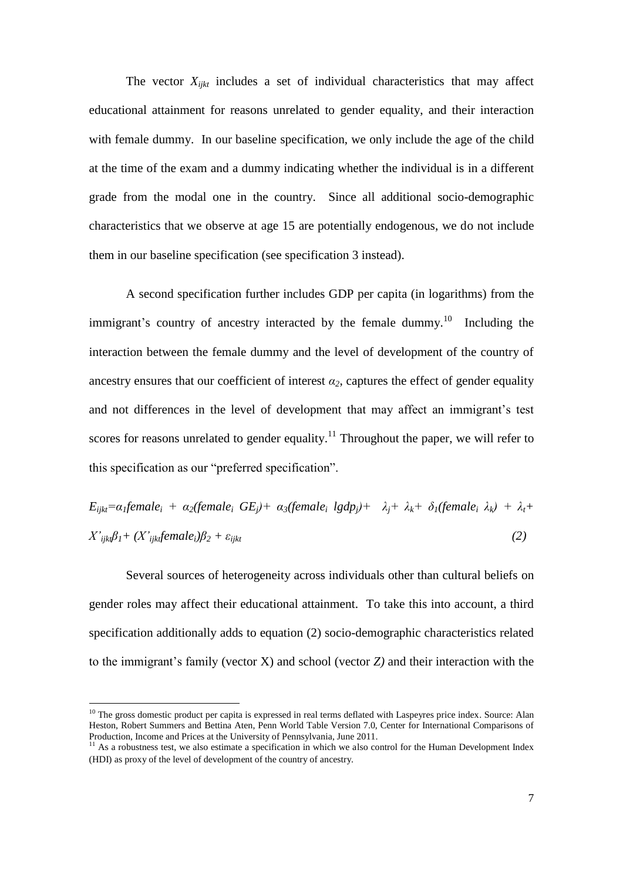The vector $X_{ijkt}$ includes a set of individual characteristics that may affect educational attainment for reasons unrelated to gender equality, and their interaction with female dummy. In our baseline specification, we only include the age of the child at the time of the exam and a dummy indicating whether the individual is in a different grade from the modal one in the country. Since all additional socio-demographic characteristics that we observe at age 15 are potentially endogenous, we do not include them in our baseline specification (see specification 3 instead).

A second specification further includes GDP per capita (in logarithms) from the immigrant's country of ancestry interacted by the female dummy.[10] Including the interaction between the female dummy and the level of development of the country of ancestry ensures that our coefficient of interest $\alpha_2$, captures the effect of gender equality and not differences in the level of development that may affect an immigrant's test scores for reasons unrelated to gender equality.[11] Throughout the paper, we will refer to this specification as our "preferred specification".

$$E_{ijkt}=\alpha_1 female_i + \alpha_2(female_i\ GE_j)+ \alpha_3(female_i\ lgdp_j)+ \lambda_j+ \lambda_k+ \delta_1(female_i\ \lambda_k) + \lambda_t+ X'_{ijkt}\beta_1+ (X'_{ijkt}female_i)\beta_2 + \varepsilon_{ijkt} \qquad (2)$$

Several sources of heterogeneity across individuals other than cultural beliefs on gender roles may affect their educational attainment. To take this into account, a third specification additionally adds to equation (2) socio-demographic characteristics related to the immigrant's family (vector X) and school (vector *Z)* and their interaction with the

---

[10] The gross domestic product per capita is expressed in real terms deflated with Laspeyres price index. Source: Alan Heston, Robert Summers and Bettina Aten, Penn World Table Version 7.0, Center for International Comparisons of Production, Income and Prices at the University of Pennsylvania, June 2011.

[11] As a robustness test, we also estimate a specification in which we also control for the Human Development Index (HDI) as proxy of the level of development of the country of ancestry.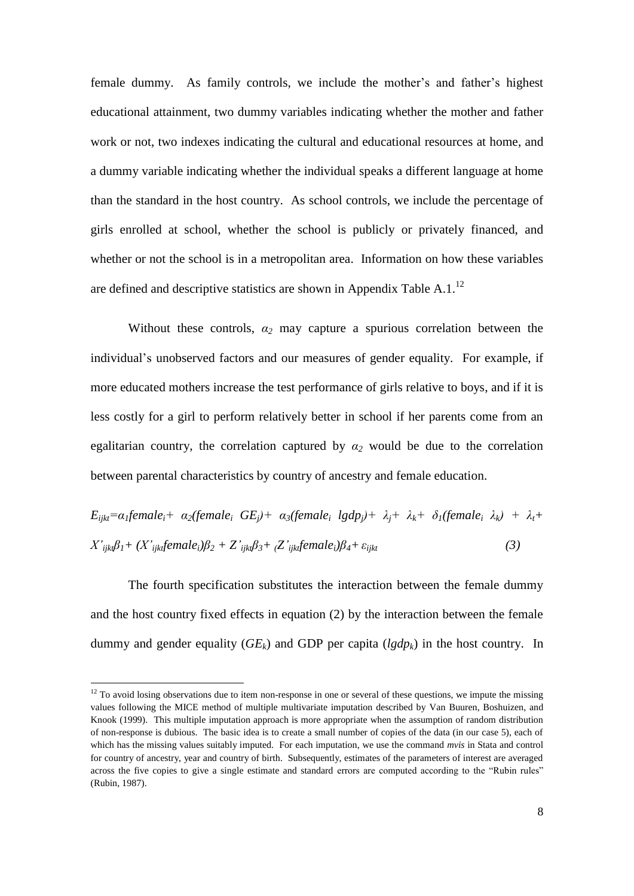female dummy. As family controls, we include the mother's and father's highest educational attainment, two dummy variables indicating whether the mother and father work or not, two indexes indicating the cultural and educational resources at home, and a dummy variable indicating whether the individual speaks a different language at home than the standard in the host country. As school controls, we include the percentage of girls enrolled at school, whether the school is publicly or privately financed, and whether or not the school is in a metropolitan area. Information on how these variables are defined and descriptive statistics are shown in Appendix Table A.1.[12]

Without these controls, $\alpha_2$ may capture a spurious correlation between the individual's unobserved factors and our measures of gender equality. For example, if more educated mothers increase the test performance of girls relative to boys, and if it is less costly for a girl to perform relatively better in school if her parents come from an egalitarian country, the correlation captured by $\alpha_2$ would be due to the correlation between parental characteristics by country of ancestry and female education.

$$E_{ijkt}=\alpha_1 female_i + \alpha_2(female_i\ GE_j) + \alpha_3(female_i\ lgdp_j) + \lambda_j + \lambda_k + \delta_1(female_i\ \lambda_k) + \lambda_t + X'_{ijkt}\beta_1 + (X'_{ijkt}female_i)\beta_2 + Z'_{ijkt}\beta_3 + (Z'_{ijkt}female_i)\beta_4 + \varepsilon_{ijkt} \qquad (3)$$

The fourth specification substitutes the interaction between the female dummy and the host country fixed effects in equation (2) by the interaction between the female dummy and gender equality ($GE_k$) and GDP per capita ($lgdp_k$) in the host country. In

[12] To avoid losing observations due to item non-response in one or several of these questions, we impute the missing values following the MICE method of multiple multivariate imputation described by Van Buuren, Boshuizen, and Knook (1999). This multiple imputation approach is more appropriate when the assumption of random distribution of non-response is dubious. The basic idea is to create a small number of copies of the data (in our case 5), each of which has the missing values suitably imputed. For each imputation, we use the command *mvis* in Stata and control for country of ancestry, year and country of birth. Subsequently, estimates of the parameters of interest are averaged across the five copies to give a single estimate and standard errors are computed according to the "Rubin rules" (Rubin, 1987).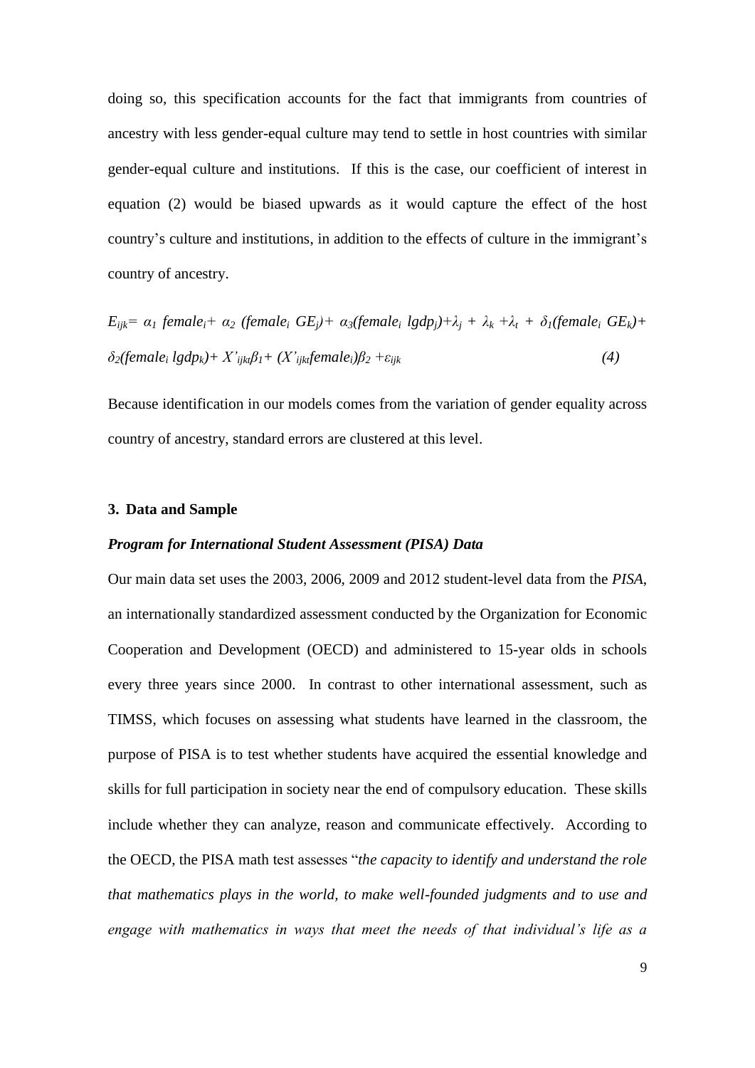doing so, this specification accounts for the fact that immigrants from countries of ancestry with less gender-equal culture may tend to settle in host countries with similar gender-equal culture and institutions. If this is the case, our coefficient of interest in equation (2) would be biased upwards as it would capture the effect of the host country's culture and institutions, in addition to the effects of culture in the immigrant's country of ancestry.

$$E_{ijk}= \alpha_1\, female_i + \alpha_2\, (female_i\, GE_j) + \alpha_3 (female_i\, lgdp_j) + \lambda_j + \lambda_k + \lambda_t + \delta_1 (female_i\, GE_k) + \delta_2 (female_i\, lgdp_k) + X'_{ijkt}\beta_1 + (X'_{ijkt} female_i)\beta_2 + \varepsilon_{ijk} \qquad (4)$$

Because identification in our models comes from the variation of gender equality across country of ancestry, standard errors are clustered at this level.

## 3. Data and Sample

### *Program for International Student Assessment (PISA) Data*

Our main data set uses the 2003, 2006, 2009 and 2012 student-level data from the *PISA*, an internationally standardized assessment conducted by the Organization for Economic Cooperation and Development (OECD) and administered to 15-year olds in schools every three years since 2000. In contrast to other international assessment, such as TIMSS, which focuses on assessing what students have learned in the classroom, the purpose of PISA is to test whether students have acquired the essential knowledge and skills for full participation in society near the end of compulsory education. These skills include whether they can analyze, reason and communicate effectively. According to the OECD, the PISA math test assesses "*the capacity to identify and understand the role that mathematics plays in the world, to make well-founded judgments and to use and engage with mathematics in ways that meet the needs of that individual's life as a*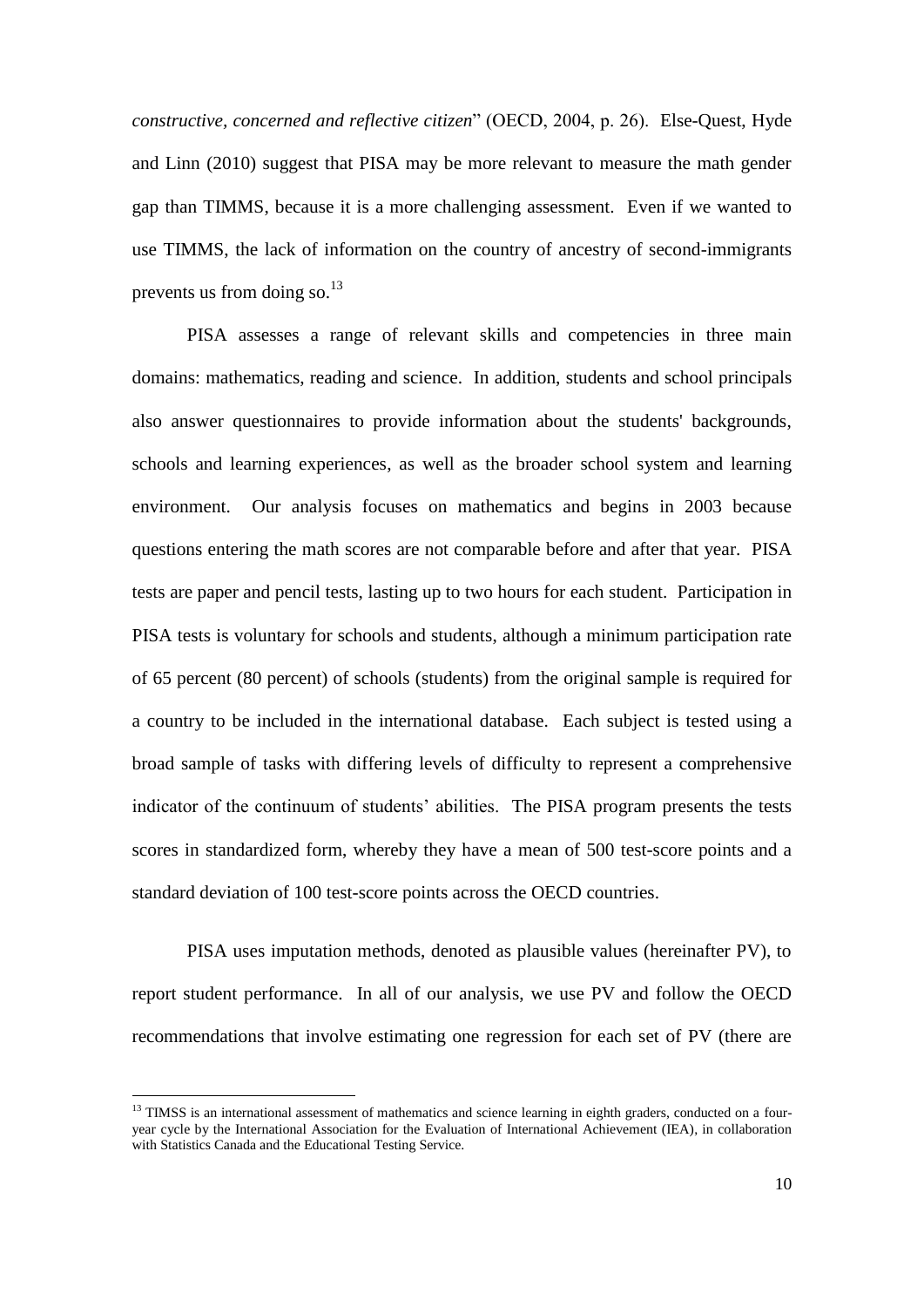*constructive, concerned and reflective citizen*" (OECD, 2004, p. 26). Else-Quest, Hyde and Linn (2010) suggest that PISA may be more relevant to measure the math gender gap than TIMMS, because it is a more challenging assessment. Even if we wanted to use TIMMS, the lack of information on the country of ancestry of second-immigrants prevents us from doing so.[13]

PISA assesses a range of relevant skills and competencies in three main domains: mathematics, reading and science. In addition, students and school principals also answer questionnaires to provide information about the students' backgrounds, schools and learning experiences, as well as the broader school system and learning environment. Our analysis focuses on mathematics and begins in 2003 because questions entering the math scores are not comparable before and after that year. PISA tests are paper and pencil tests, lasting up to two hours for each student. Participation in PISA tests is voluntary for schools and students, although a minimum participation rate of 65 percent (80 percent) of schools (students) from the original sample is required for a country to be included in the international database. Each subject is tested using a broad sample of tasks with differing levels of difficulty to represent a comprehensive indicator of the continuum of students' abilities. The PISA program presents the tests scores in standardized form, whereby they have a mean of 500 test-score points and a standard deviation of 100 test-score points across the OECD countries.

PISA uses imputation methods, denoted as plausible values (hereinafter PV), to report student performance. In all of our analysis, we use PV and follow the OECD recommendations that involve estimating one regression for each set of PV (there are

[13] TIMSS is an international assessment of mathematics and science learning in eighth graders, conducted on a four-year cycle by the International Association for the Evaluation of International Achievement (IEA), in collaboration with Statistics Canada and the Educational Testing Service.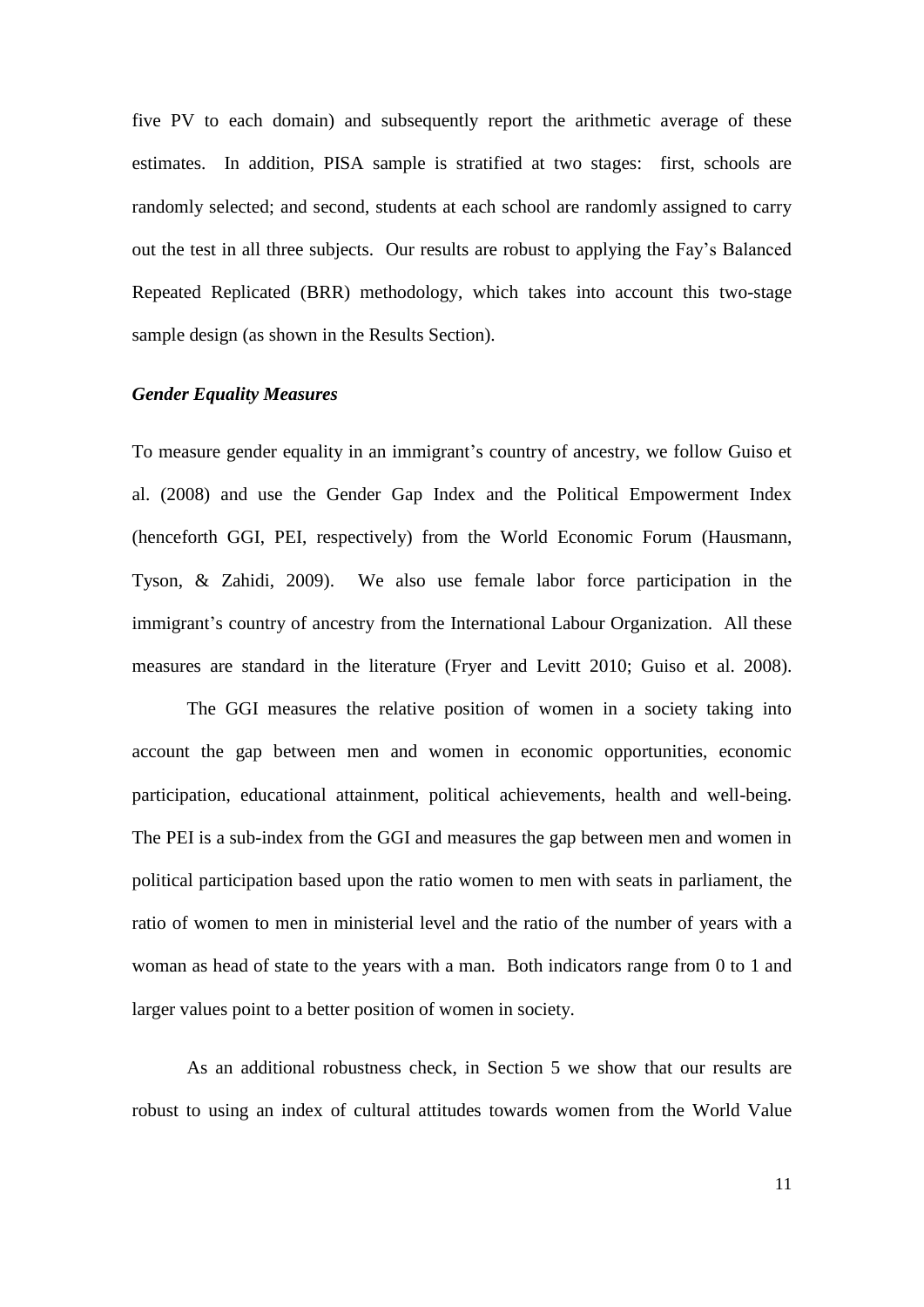five PV to each domain) and subsequently report the arithmetic average of these estimates. In addition, PISA sample is stratified at two stages: first, schools are randomly selected; and second, students at each school are randomly assigned to carry out the test in all three subjects. Our results are robust to applying the Fay's Balanced Repeated Replicated (BRR) methodology, which takes into account this two-stage sample design (as shown in the Results Section).

### *Gender Equality Measures*

To measure gender equality in an immigrant's country of ancestry, we follow Guiso et al. (2008) and use the Gender Gap Index and the Political Empowerment Index (henceforth GGI, PEI, respectively) from the World Economic Forum (Hausmann, Tyson, & Zahidi, 2009). We also use female labor force participation in the immigrant's country of ancestry from the International Labour Organization. All these measures are standard in the literature (Fryer and Levitt 2010; Guiso et al. 2008).

The GGI measures the relative position of women in a society taking into account the gap between men and women in economic opportunities, economic participation, educational attainment, political achievements, health and well-being. The PEI is a sub-index from the GGI and measures the gap between men and women in political participation based upon the ratio women to men with seats in parliament, the ratio of women to men in ministerial level and the ratio of the number of years with a woman as head of state to the years with a man. Both indicators range from 0 to 1 and larger values point to a better position of women in society.

As an additional robustness check, in Section 5 we show that our results are robust to using an index of cultural attitudes towards women from the World Value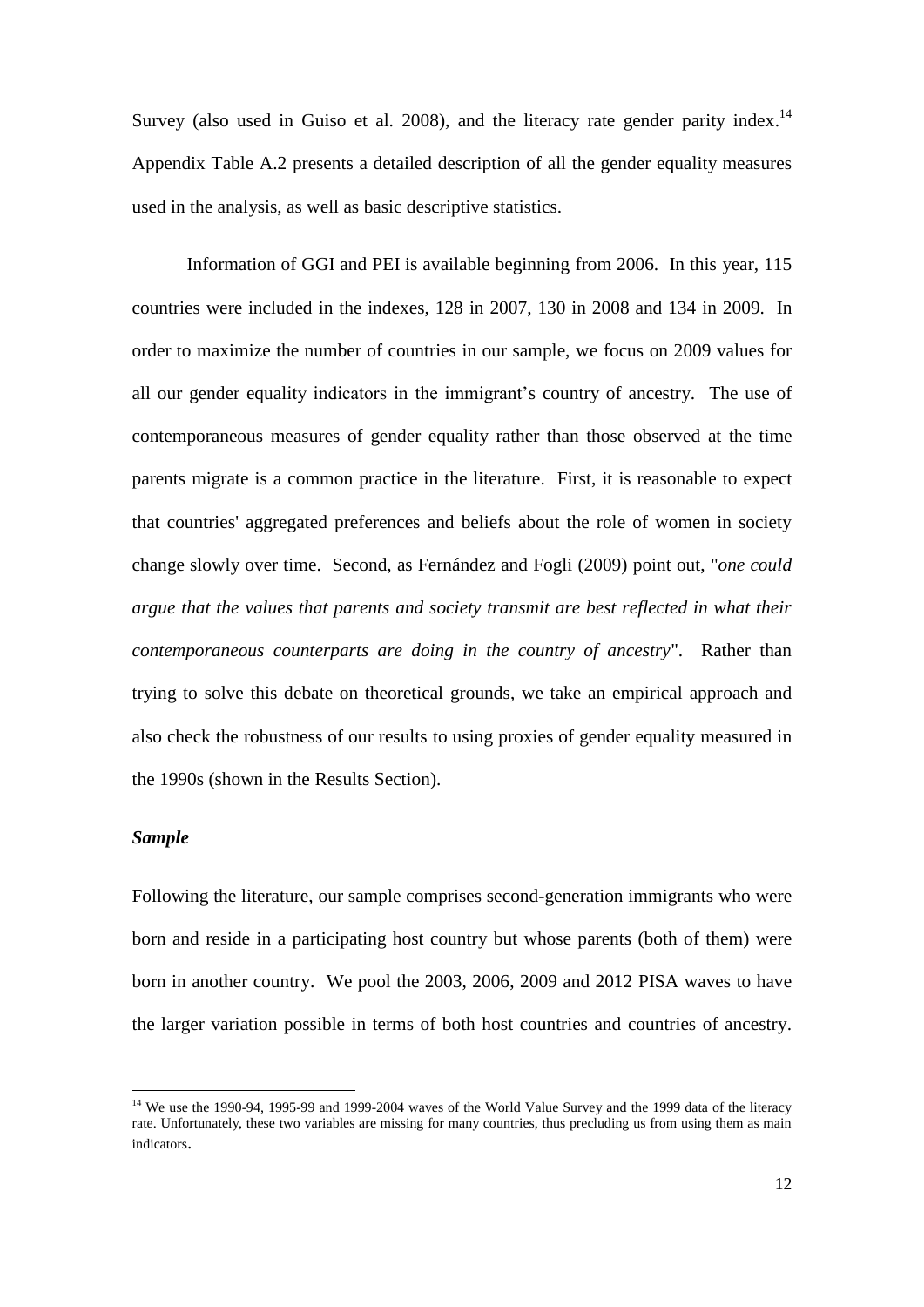Survey (also used in Guiso et al. 2008), and the literacy rate gender parity index.[14] Appendix Table A.2 presents a detailed description of all the gender equality measures used in the analysis, as well as basic descriptive statistics.

Information of GGI and PEI is available beginning from 2006. In this year, 115 countries were included in the indexes, 128 in 2007, 130 in 2008 and 134 in 2009. In order to maximize the number of countries in our sample, we focus on 2009 values for all our gender equality indicators in the immigrant's country of ancestry. The use of contemporaneous measures of gender equality rather than those observed at the time parents migrate is a common practice in the literature. First, it is reasonable to expect that countries' aggregated preferences and beliefs about the role of women in society change slowly over time. Second, as Fernández and Fogli (2009) point out, "*one could argue that the values that parents and society transmit are best reflected in what their contemporaneous counterparts are doing in the country of ancestry*". Rather than trying to solve this debate on theoretical grounds, we take an empirical approach and also check the robustness of our results to using proxies of gender equality measured in the 1990s (shown in the Results Section).

### *Sample*

Following the literature, our sample comprises second-generation immigrants who were born and reside in a participating host country but whose parents (both of them) were born in another country. We pool the 2003, 2006, 2009 and 2012 PISA waves to have the larger variation possible in terms of both host countries and countries of ancestry.

[14] We use the 1990-94, 1995-99 and 1999-2004 waves of the World Value Survey and the 1999 data of the literacy rate. Unfortunately, these two variables are missing for many countries, thus precluding us from using them as main indicators.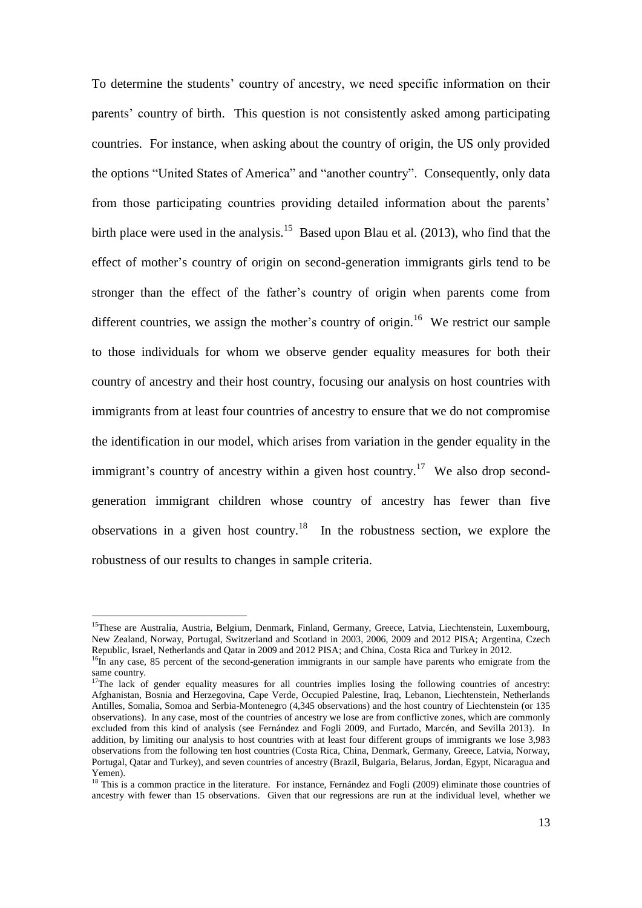To determine the students' country of ancestry, we need specific information on their parents' country of birth. This question is not consistently asked among participating countries. For instance, when asking about the country of origin, the US only provided the options "United States of America" and "another country". Consequently, only data from those participating countries providing detailed information about the parents' birth place were used in the analysis.[15] Based upon Blau et al. (2013), who find that the effect of mother's country of origin on second-generation immigrants girls tend to be stronger than the effect of the father's country of origin when parents come from different countries, we assign the mother's country of origin.[16] We restrict our sample to those individuals for whom we observe gender equality measures for both their country of ancestry and their host country, focusing our analysis on host countries with immigrants from at least four countries of ancestry to ensure that we do not compromise the identification in our model, which arises from variation in the gender equality in the immigrant's country of ancestry within a given host country.[17] We also drop second-generation immigrant children whose country of ancestry has fewer than five observations in a given host country.[18] In the robustness section, we explore the robustness of our results to changes in sample criteria.

---

[15] These are Australia, Austria, Belgium, Denmark, Finland, Germany, Greece, Latvia, Liechtenstein, Luxembourg, New Zealand, Norway, Portugal, Switzerland and Scotland in 2003, 2006, 2009 and 2012 PISA; Argentina, Czech Republic, Israel, Netherlands and Qatar in 2009 and 2012 PISA; and China, Costa Rica and Turkey in 2012.

[16] In any case, 85 percent of the second-generation immigrants in our sample have parents who emigrate from the same country.

[17] The lack of gender equality measures for all countries implies losing the following countries of ancestry: Afghanistan, Bosnia and Herzegovina, Cape Verde, Occupied Palestine, Iraq, Lebanon, Liechtenstein, Netherlands Antilles, Somalia, Somoa and Serbia-Montenegro (4,345 observations) and the host country of Liechtenstein (or 135 observations). In any case, most of the countries of ancestry we lose are from conflictive zones, which are commonly excluded from this kind of analysis (see Fernández and Fogli 2009, and Furtado, Marcén, and Sevilla 2013). In addition, by limiting our analysis to host countries with at least four different groups of immigrants we lose 3,983 observations from the following ten host countries (Costa Rica, China, Denmark, Germany, Greece, Latvia, Norway, Portugal, Qatar and Turkey), and seven countries of ancestry (Brazil, Bulgaria, Belarus, Jordan, Egypt, Nicaragua and Yemen).

[18] This is a common practice in the literature. For instance, Fernández and Fogli (2009) eliminate those countries of ancestry with fewer than 15 observations. Given that our regressions are run at the individual level, whether we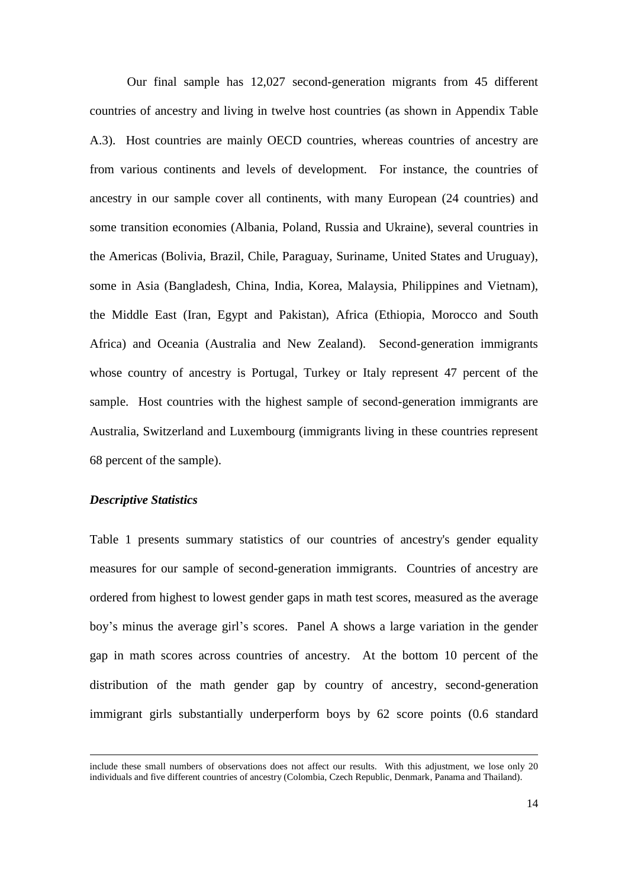Our final sample has 12,027 second-generation migrants from 45 different countries of ancestry and living in twelve host countries (as shown in Appendix Table A.3). Host countries are mainly OECD countries, whereas countries of ancestry are from various continents and levels of development. For instance, the countries of ancestry in our sample cover all continents, with many European (24 countries) and some transition economies (Albania, Poland, Russia and Ukraine), several countries in the Americas (Bolivia, Brazil, Chile, Paraguay, Suriname, United States and Uruguay), some in Asia (Bangladesh, China, India, Korea, Malaysia, Philippines and Vietnam), the Middle East (Iran, Egypt and Pakistan), Africa (Ethiopia, Morocco and South Africa) and Oceania (Australia and New Zealand). Second-generation immigrants whose country of ancestry is Portugal, Turkey or Italy represent 47 percent of the sample. Host countries with the highest sample of second-generation immigrants are Australia, Switzerland and Luxembourg (immigrants living in these countries represent 68 percent of the sample).

### *Descriptive Statistics*

Table 1 presents summary statistics of our countries of ancestry's gender equality measures for our sample of second-generation immigrants. Countries of ancestry are ordered from highest to lowest gender gaps in math test scores, measured as the average boy's minus the average girl's scores. Panel A shows a large variation in the gender gap in math scores across countries of ancestry. At the bottom 10 percent of the distribution of the math gender gap by country of ancestry, second-generation immigrant girls substantially underperform boys by 62 score points (0.6 standard

include these small numbers of observations does not affect our results. With this adjustment, we lose only 20 individuals and five different countries of ancestry (Colombia, Czech Republic, Denmark, Panama and Thailand).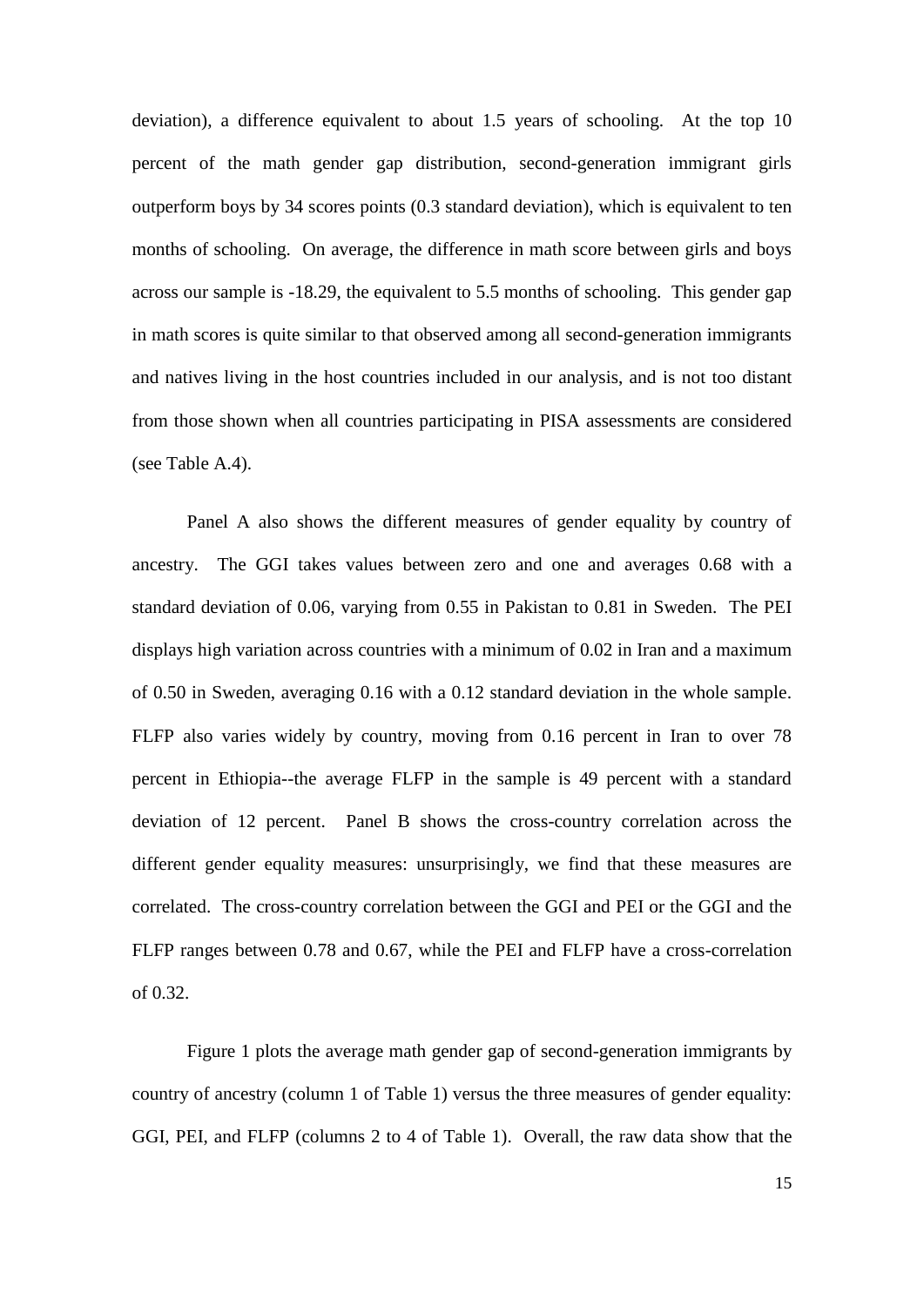deviation), a difference equivalent to about 1.5 years of schooling. At the top 10 percent of the math gender gap distribution, second-generation immigrant girls outperform boys by 34 scores points (0.3 standard deviation), which is equivalent to ten months of schooling. On average, the difference in math score between girls and boys across our sample is -18.29, the equivalent to 5.5 months of schooling. This gender gap in math scores is quite similar to that observed among all second-generation immigrants and natives living in the host countries included in our analysis, and is not too distant from those shown when all countries participating in PISA assessments are considered (see Table A.4).

Panel A also shows the different measures of gender equality by country of ancestry. The GGI takes values between zero and one and averages 0.68 with a standard deviation of 0.06, varying from 0.55 in Pakistan to 0.81 in Sweden. The PEI displays high variation across countries with a minimum of 0.02 in Iran and a maximum of 0.50 in Sweden, averaging 0.16 with a 0.12 standard deviation in the whole sample. FLFP also varies widely by country, moving from 0.16 percent in Iran to over 78 percent in Ethiopia--the average FLFP in the sample is 49 percent with a standard deviation of 12 percent. Panel B shows the cross-country correlation across the different gender equality measures: unsurprisingly, we find that these measures are correlated. The cross-country correlation between the GGI and PEI or the GGI and the FLFP ranges between 0.78 and 0.67, while the PEI and FLFP have a cross-correlation of 0.32.

Figure 1 plots the average math gender gap of second-generation immigrants by country of ancestry (column 1 of Table 1) versus the three measures of gender equality: GGI, PEI, and FLFP (columns 2 to 4 of Table 1). Overall, the raw data show that the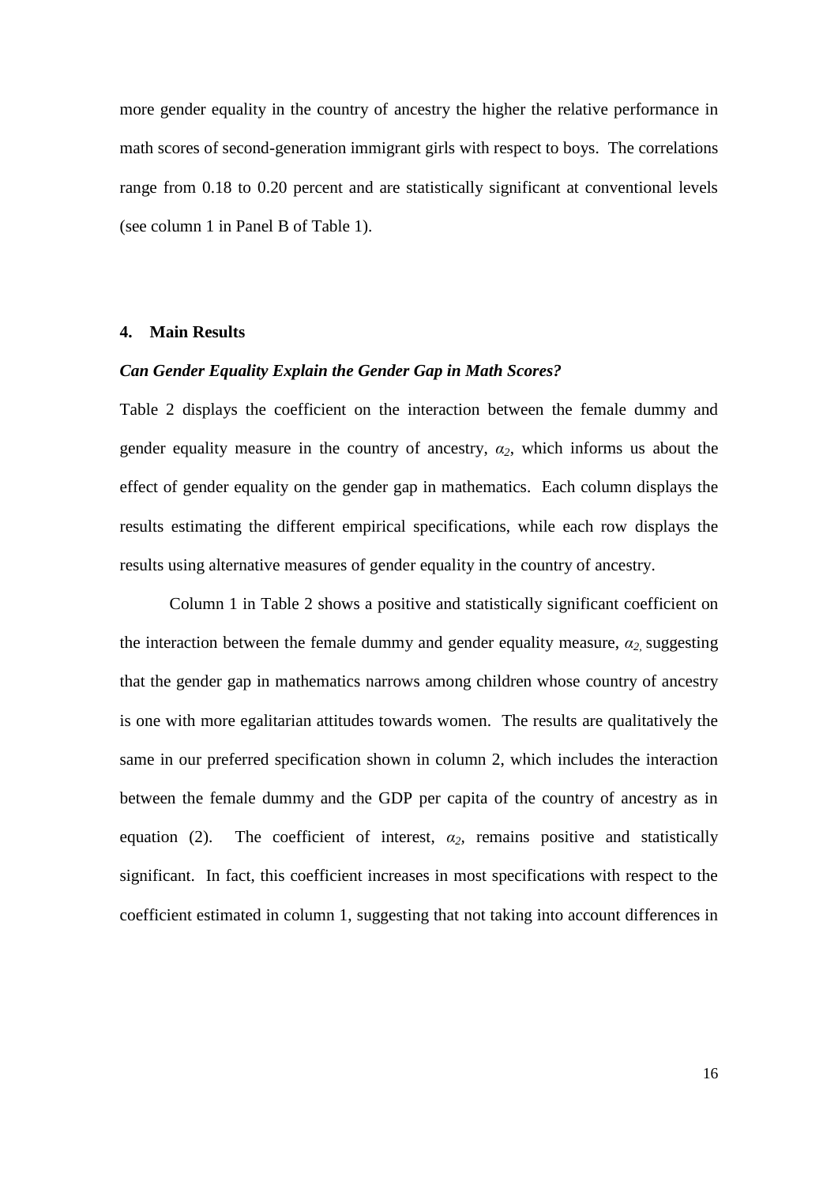more gender equality in the country of ancestry the higher the relative performance in math scores of second-generation immigrant girls with respect to boys. The correlations range from 0.18 to 0.20 percent and are statistically significant at conventional levels (see column 1 in Panel B of Table 1).

## 4. Main Results

### *Can Gender Equality Explain the Gender Gap in Math Scores?*

Table 2 displays the coefficient on the interaction between the female dummy and gender equality measure in the country of ancestry, $\alpha_2$, which informs us about the effect of gender equality on the gender gap in mathematics. Each column displays the results estimating the different empirical specifications, while each row displays the results using alternative measures of gender equality in the country of ancestry.

Column 1 in Table 2 shows a positive and statistically significant coefficient on the interaction between the female dummy and gender equality measure, $\alpha_2$, suggesting that the gender gap in mathematics narrows among children whose country of ancestry is one with more egalitarian attitudes towards women. The results are qualitatively the same in our preferred specification shown in column 2, which includes the interaction between the female dummy and the GDP per capita of the country of ancestry as in equation (2). The coefficient of interest, $\alpha_2$, remains positive and statistically significant. In fact, this coefficient increases in most specifications with respect to the coefficient estimated in column 1, suggesting that not taking into account differences in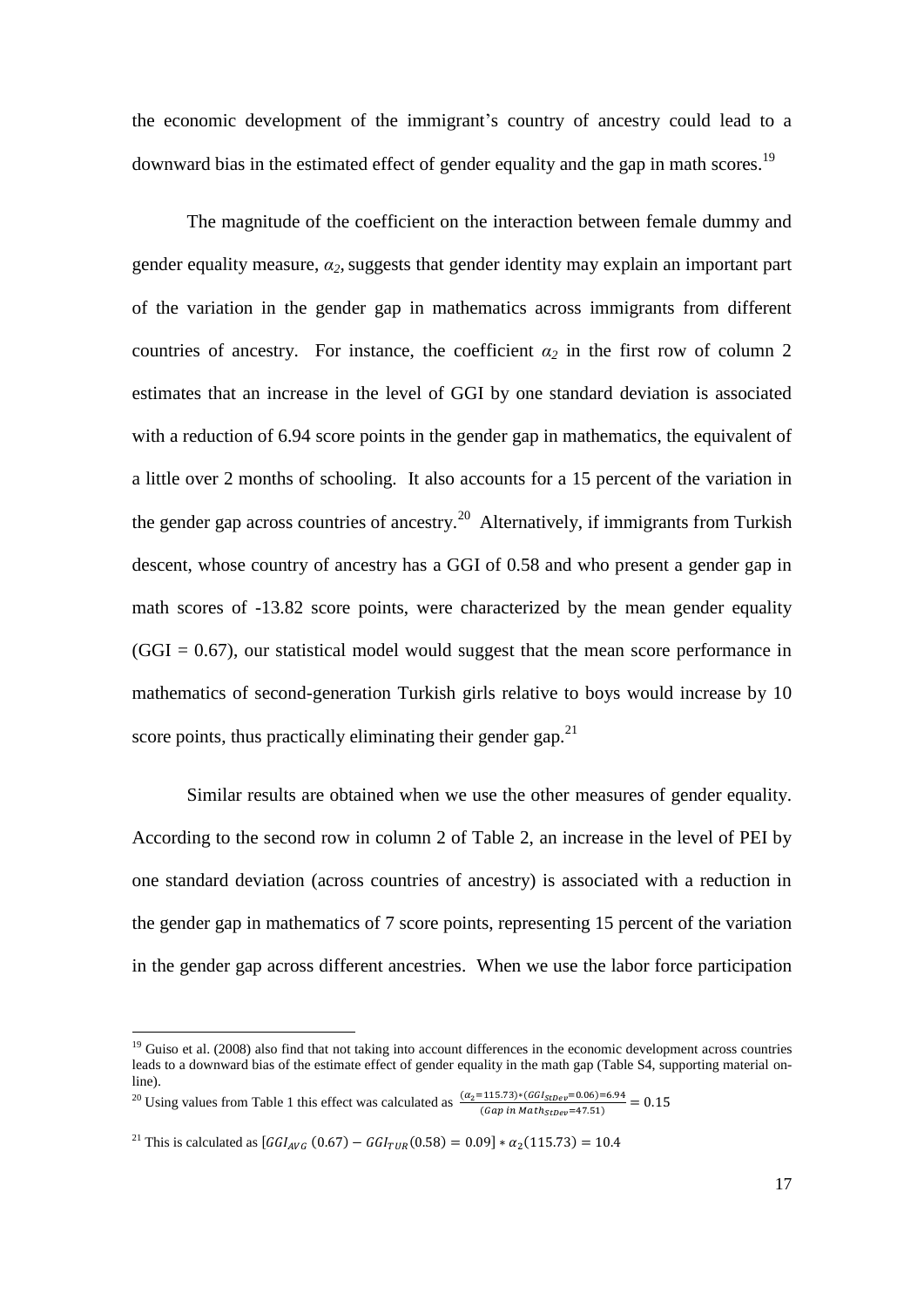the economic development of the immigrant's country of ancestry could lead to a downward bias in the estimated effect of gender equality and the gap in math scores.[19]

The magnitude of the coefficient on the interaction between female dummy and gender equality measure, $\alpha_2$, suggests that gender identity may explain an important part of the variation in the gender gap in mathematics across immigrants from different countries of ancestry. For instance, the coefficient $\alpha_2$ in the first row of column 2 estimates that an increase in the level of GGI by one standard deviation is associated with a reduction of 6.94 score points in the gender gap in mathematics, the equivalent of a little over 2 months of schooling. It also accounts for a 15 percent of the variation in the gender gap across countries of ancestry.[20] Alternatively, if immigrants from Turkish descent, whose country of ancestry has a GGI of 0.58 and who present a gender gap in math scores of -13.82 score points, were characterized by the mean gender equality (GGI = 0.67), our statistical model would suggest that the mean score performance in mathematics of second-generation Turkish girls relative to boys would increase by 10 score points, thus practically eliminating their gender gap.[21]

Similar results are obtained when we use the other measures of gender equality. According to the second row in column 2 of Table 2, an increase in the level of PEI by one standard deviation (across countries of ancestry) is associated with a reduction in the gender gap in mathematics of 7 score points, representing 15 percent of the variation in the gender gap across different ancestries. When we use the labor force participation

---

[19] Guiso et al. (2008) also find that not taking into account differences in the economic development across countries leads to a downward bias of the estimate effect of gender equality in the math gap (Table S4, supporting material on-line).

[20] Using values from Table 1 this effect was calculated as $\frac{(\alpha_2 = 115.73)*(GGI_{StDev} = 0.06) = 6.94}{(Gap\ in\ Math_{StDev} = 47.51)} = 0.15$

[21] This is calculated as $[GGI_{AVG}\ (0.67) - GGI_{TUR}(0.58) = 0.09] * \alpha_2(115.73) = 10.4$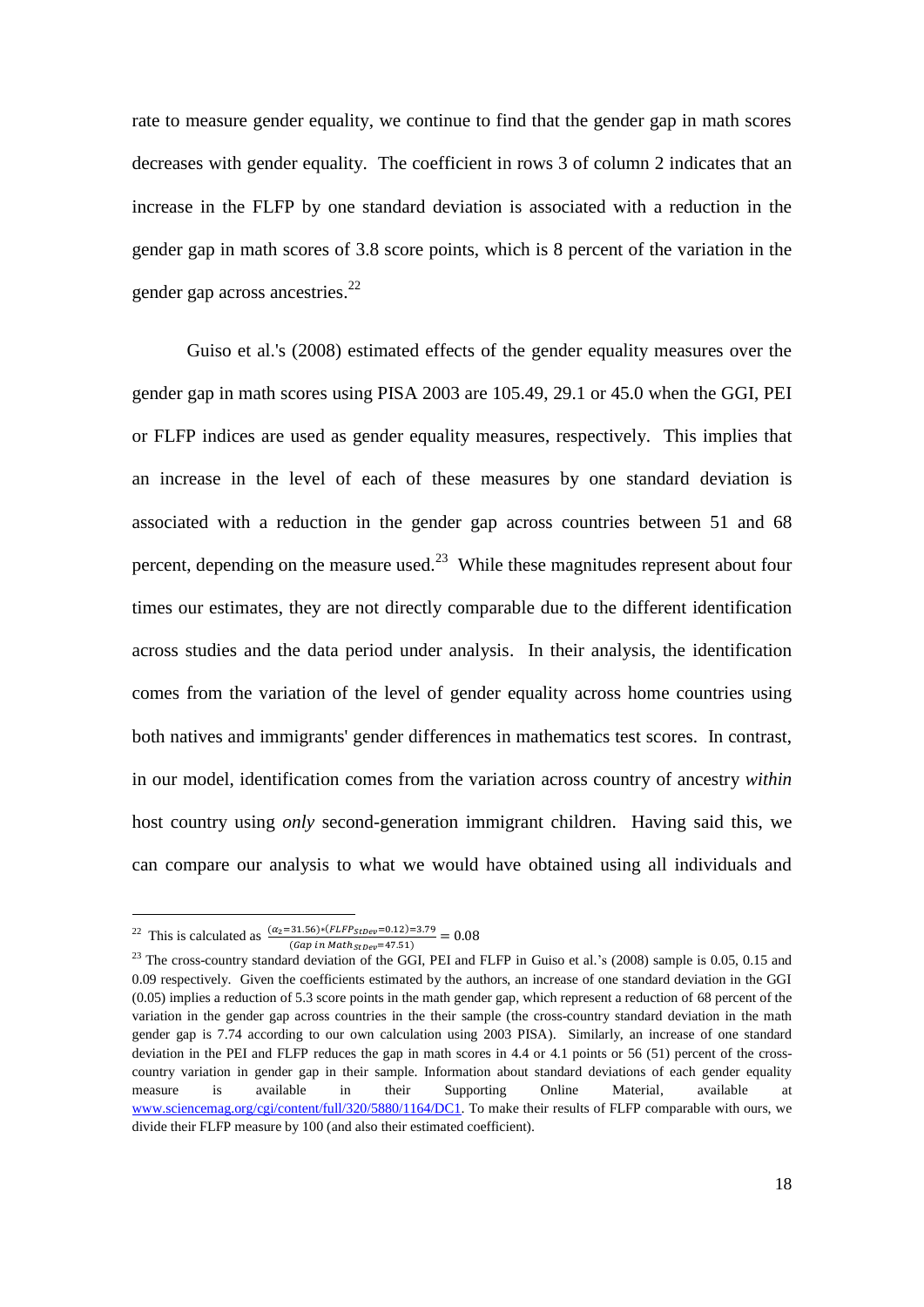rate to measure gender equality, we continue to find that the gender gap in math scores decreases with gender equality. The coefficient in rows 3 of column 2 indicates that an increase in the FFLP by one standard deviation is associated with a reduction in the gender gap in math scores of 3.8 score points, which is 8 percent of the variation in the gender gap across ancestries.[22]

Guiso et al.'s (2008) estimated effects of the gender equality measures over the gender gap in math scores using PISA 2003 are 105.49, 29.1 or 45.0 when the GGI, PEI or FLFP indices are used as gender equality measures, respectively. This implies that an increase in the level of each of these measures by one standard deviation is associated with a reduction in the gender gap across countries between 51 and 68 percent, depending on the measure used.[23] While these magnitudes represent about four times our estimates, they are not directly comparable due to the different identification across studies and the data period under analysis. In their analysis, the identification comes from the variation of the level of gender equality across home countries using both natives and immigrants' gender differences in mathematics test scores. In contrast, in our model, identification comes from the variation across country of ancestry *within* host country using *only* second-generation immigrant children. Having said this, we can compare our analysis to what we would have obtained using all individuals and

---

[22] This is calculated as $\frac{(\alpha_2=31.56)*(FLFP_{StDev}=0.12)=3.79}{(Gap\ in\ Math_{StDev}=47.51)}=0.08$

[23] The cross-country standard deviation of the GGI, PEI and FLFP in Guiso et al.'s (2008) sample is 0.05, 0.15 and 0.09 respectively. Given the coefficients estimated by the authors, an increase of one standard deviation in the GGI (0.05) implies a reduction of 5.3 score points in the math gender gap, which represent a reduction of 68 percent of the variation in the gender gap across countries in the their sample (the cross-country standard deviation in the math gender gap is 7.74 according to our own calculation using 2003 PISA). Similarly, an increase of one standard deviation in the PEI and FLFP reduces the gap in math scores in 4.4 or 4.1 points or 56 (51) percent of the cross-country variation in gender gap in their sample. Information about standard deviations of each gender equality measure is available in their Supporting Online Material, available at www.sciencemag.org/cgi/content/full/320/5880/1164/DC1. To make their results of FLFP comparable with ours, we divide their FLFP measure by 100 (and also their estimated coefficient).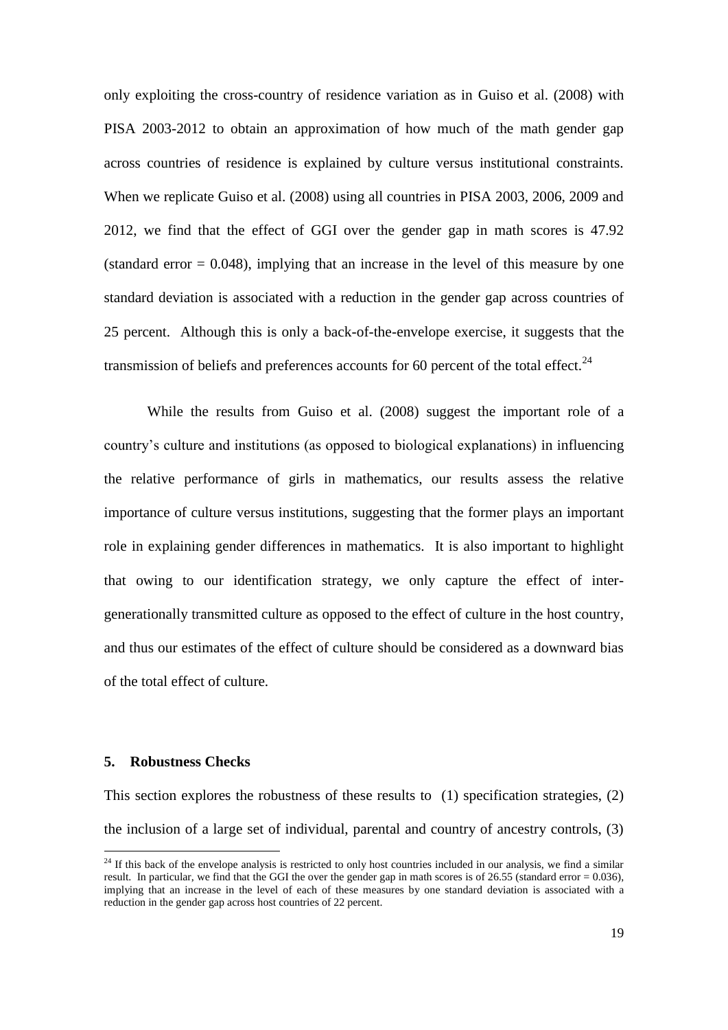only exploiting the cross-country of residence variation as in Guiso et al. (2008) with PISA 2003-2012 to obtain an approximation of how much of the math gender gap across countries of residence is explained by culture versus institutional constraints. When we replicate Guiso et al. (2008) using all countries in PISA 2003, 2006, 2009 and 2012, we find that the effect of GGI over the gender gap in math scores is 47.92 (standard error = 0.048), implying that an increase in the level of this measure by one standard deviation is associated with a reduction in the gender gap across countries of 25 percent. Although this is only a back-of-the-envelope exercise, it suggests that the transmission of beliefs and preferences accounts for 60 percent of the total effect.[24]

While the results from Guiso et al. (2008) suggest the important role of a country's culture and institutions (as opposed to biological explanations) in influencing the relative performance of girls in mathematics, our results assess the relative importance of culture versus institutions, suggesting that the former plays an important role in explaining gender differences in mathematics. It is also important to highlight that owing to our identification strategy, we only capture the effect of inter-generationally transmitted culture as opposed to the effect of culture in the host country, and thus our estimates of the effect of culture should be considered as a downward bias of the total effect of culture.

## 5. Robustness Checks

This section explores the robustness of these results to (1) specification strategies, (2) the inclusion of a large set of individual, parental and country of ancestry controls, (3)

[24] If this back of the envelope analysis is restricted to only host countries included in our analysis, we find a similar result. In particular, we find that the GGI the over the gender gap in math scores is of 26.55 (standard error = 0.036), implying that an increase in the level of each of these measures by one standard deviation is associated with a reduction in the gender gap across host countries of 22 percent.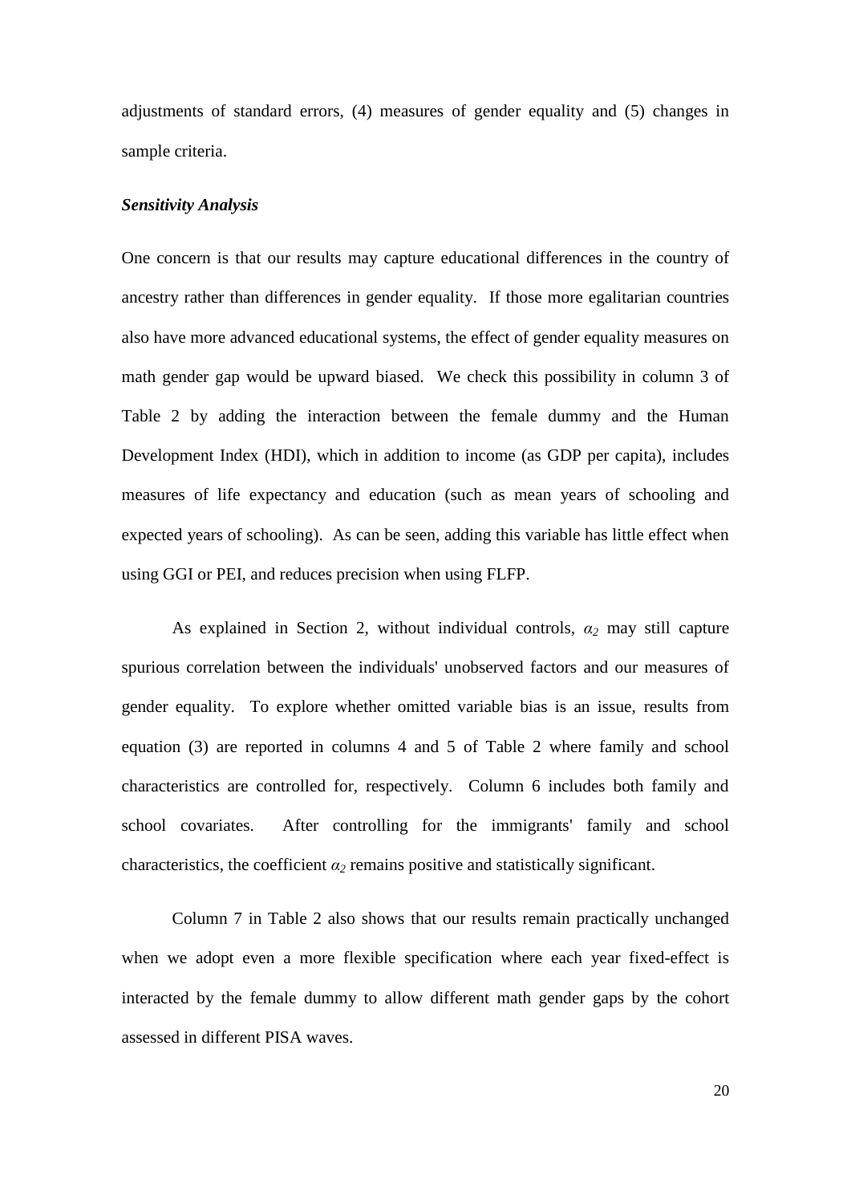adjustments of standard errors, (4) measures of gender equality and (5) changes in sample criteria.

***Sensitivity Analysis***

One concern is that our results may capture educational differences in the country of ancestry rather than differences in gender equality. If those more egalitarian countries also have more advanced educational systems, the effect of gender equality measures on math gender gap would be upward biased. We check this possibility in column 3 of Table 2 by adding the interaction between the female dummy and the Human Development Index (HDI), which in addition to income (as GDP per capita), includes measures of life expectancy and education (such as mean years of schooling and expected years of schooling). As can be seen, adding this variable has little effect when using GGI or PEI, and reduces precision when using FLFP.

As explained in Section 2, without individual controls, $\alpha_2$ may still capture spurious correlation between the individuals' unobserved factors and our measures of gender equality. To explore whether omitted variable bias is an issue, results from equation (3) are reported in columns 4 and 5 of Table 2 where family and school characteristics are controlled for, respectively. Column 6 includes both family and school covariates. After controlling for the immigrants' family and school characteristics, the coefficient $\alpha_2$ remains positive and statistically significant.

Column 7 in Table 2 also shows that our results remain practically unchanged when we adopt even a more flexible specification where each year fixed-effect is interacted by the female dummy to allow different math gender gaps by the cohort assessed in different PISA waves.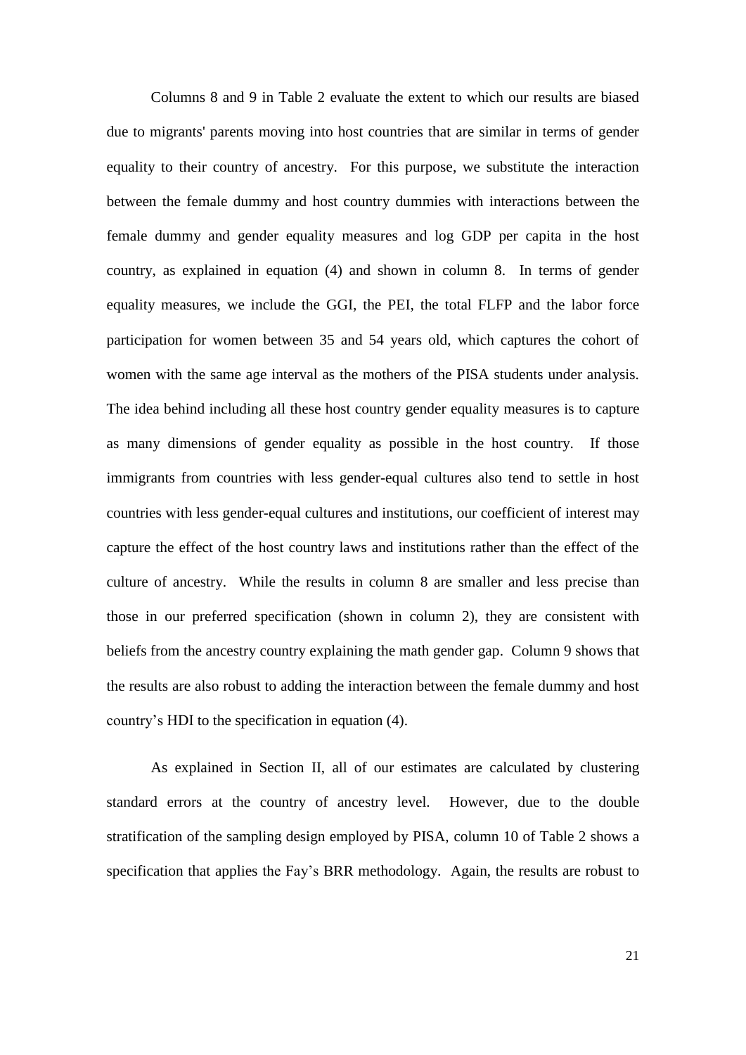Columns 8 and 9 in Table 2 evaluate the extent to which our results are biased due to migrants' parents moving into host countries that are similar in terms of gender equality to their country of ancestry. For this purpose, we substitute the interaction between the female dummy and host country dummies with interactions between the female dummy and gender equality measures and log GDP per capita in the host country, as explained in equation (4) and shown in column 8. In terms of gender equality measures, we include the GGI, the PEI, the total FLFP and the labor force participation for women between 35 and 54 years old, which captures the cohort of women with the same age interval as the mothers of the PISA students under analysis. The idea behind including all these host country gender equality measures is to capture as many dimensions of gender equality as possible in the host country. If those immigrants from countries with less gender-equal cultures also tend to settle in host countries with less gender-equal cultures and institutions, our coefficient of interest may capture the effect of the host country laws and institutions rather than the effect of the culture of ancestry. While the results in column 8 are smaller and less precise than those in our preferred specification (shown in column 2), they are consistent with beliefs from the ancestry country explaining the math gender gap. Column 9 shows that the results are also robust to adding the interaction between the female dummy and host country's HDI to the specification in equation (4).

As explained in Section II, all of our estimates are calculated by clustering standard errors at the country of ancestry level. However, due to the double stratification of the sampling design employed by PISA, column 10 of Table 2 shows a specification that applies the Fay's BRR methodology. Again, the results are robust to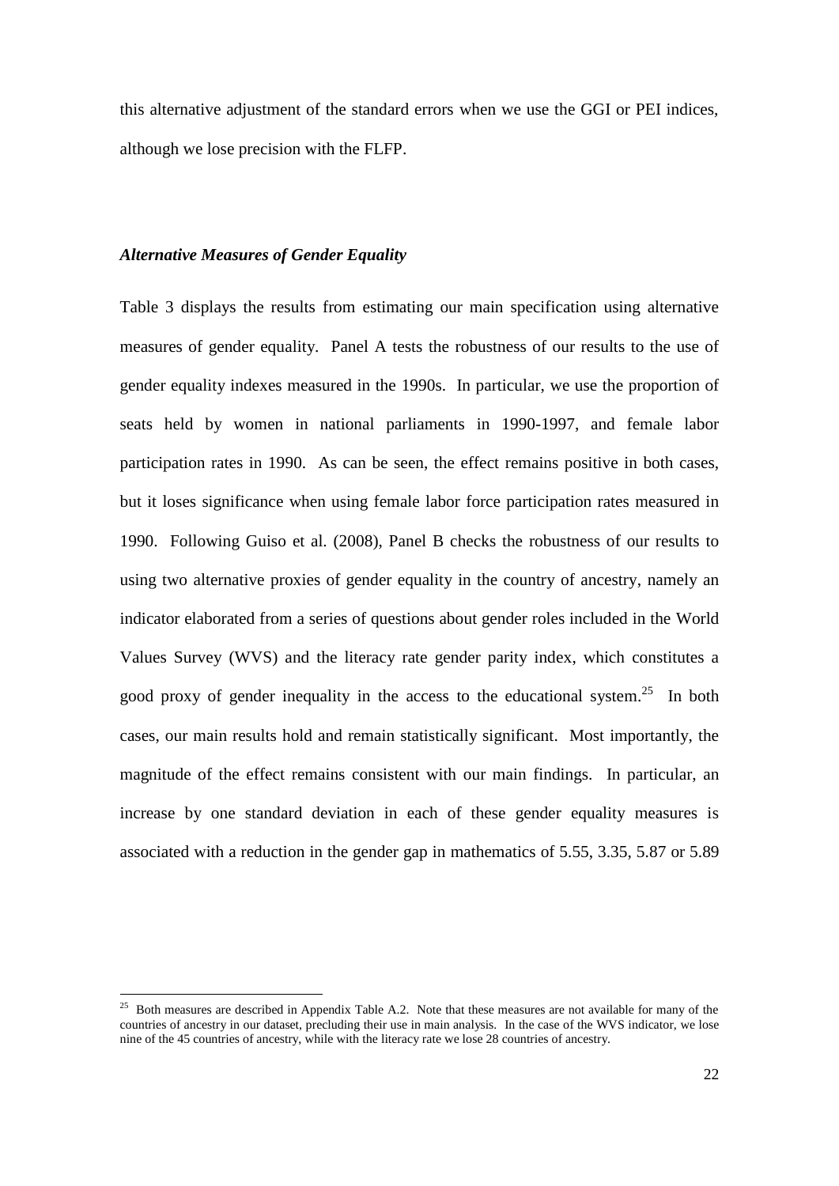this alternative adjustment of the standard errors when we use the GGI or PEI indices, although we lose precision with the FLFP.

### *Alternative Measures of Gender Equality*

Table 3 displays the results from estimating our main specification using alternative measures of gender equality. Panel A tests the robustness of our results to the use of gender equality indexes measured in the 1990s. In particular, we use the proportion of seats held by women in national parliaments in 1990-1997, and female labor participation rates in 1990. As can be seen, the effect remains positive in both cases, but it loses significance when using female labor force participation rates measured in 1990. Following Guiso et al. (2008), Panel B checks the robustness of our results to using two alternative proxies of gender equality in the country of ancestry, namely an indicator elaborated from a series of questions about gender roles included in the World Values Survey (WVS) and the literacy rate gender parity index, which constitutes a good proxy of gender inequality in the access to the educational system.[25] In both cases, our main results hold and remain statistically significant. Most importantly, the magnitude of the effect remains consistent with our main findings. In particular, an increase by one standard deviation in each of these gender equality measures is associated with a reduction in the gender gap in mathematics of 5.55, 3.35, 5.87 or 5.89

[25] Both measures are described in Appendix Table A.2. Note that these measures are not available for many of the countries of ancestry in our dataset, precluding their use in main analysis. In the case of the WVS indicator, we lose nine of the 45 countries of ancestry, while with the literacy rate we lose 28 countries of ancestry.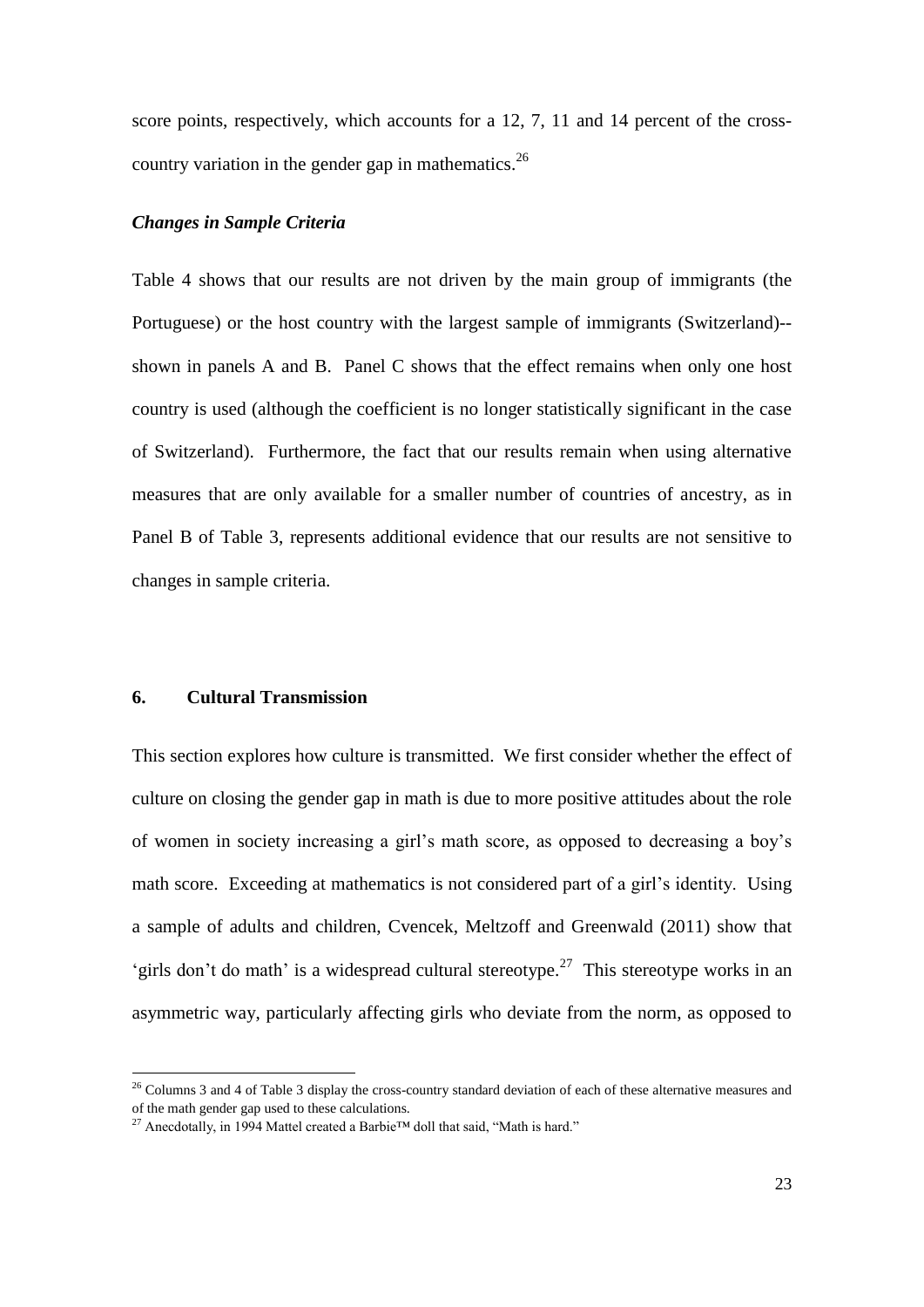score points, respectively, which accounts for a 12, 7, 11 and 14 percent of the cross-country variation in the gender gap in mathematics.[26]

### *Changes in Sample Criteria*

Table 4 shows that our results are not driven by the main group of immigrants (the Portuguese) or the host country with the largest sample of immigrants (Switzerland)--shown in panels A and B. Panel C shows that the effect remains when only one host country is used (although the coefficient is no longer statistically significant in the case of Switzerland). Furthermore, the fact that our results remain when using alternative measures that are only available for a smaller number of countries of ancestry, as in Panel B of Table 3, represents additional evidence that our results are not sensitive to changes in sample criteria.

## 6. Cultural Transmission

This section explores how culture is transmitted. We first consider whether the effect of culture on closing the gender gap in math is due to more positive attitudes about the role of women in society increasing a girl's math score, as opposed to decreasing a boy's math score. Exceeding at mathematics is not considered part of a girl's identity. Using a sample of adults and children, Cvencek, Meltzoff and Greenwald (2011) show that 'girls don't do math' is a widespread cultural stereotype.[27] This stereotype works in an asymmetric way, particularly affecting girls who deviate from the norm, as opposed to

---

[26] Columns 3 and 4 of Table 3 display the cross-country standard deviation of each of these alternative measures and of the math gender gap used to these calculations.

[27] Anecdotally, in 1994 Mattel created a Barbie™ doll that said, "Math is hard."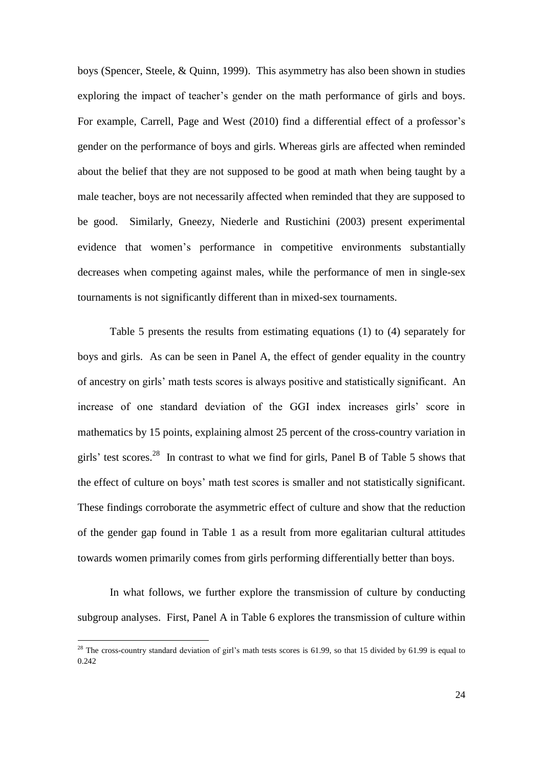boys (Spencer, Steele, & Quinn, 1999). This asymmetry has also been shown in studies exploring the impact of teacher's gender on the math performance of girls and boys. For example, Carrell, Page and West (2010) find a differential effect of a professor's gender on the performance of boys and girls. Whereas girls are affected when reminded about the belief that they are not supposed to be good at math when being taught by a male teacher, boys are not necessarily affected when reminded that they are supposed to be good. Similarly, Gneezy, Niederle and Rustichini (2003) present experimental evidence that women's performance in competitive environments substantially decreases when competing against males, while the performance of men in single-sex tournaments is not significantly different than in mixed-sex tournaments.

Table 5 presents the results from estimating equations (1) to (4) separately for boys and girls. As can be seen in Panel A, the effect of gender equality in the country of ancestry on girls' math tests scores is always positive and statistically significant. An increase of one standard deviation of the GGI index increases girls' score in mathematics by 15 points, explaining almost 25 percent of the cross-country variation in girls' test scores.[28] In contrast to what we find for girls, Panel B of Table 5 shows that the effect of culture on boys' math test scores is smaller and not statistically significant. These findings corroborate the asymmetric effect of culture and show that the reduction of the gender gap found in Table 1 as a result from more egalitarian cultural attitudes towards women primarily comes from girls performing differentially better than boys.

In what follows, we further explore the transmission of culture by conducting subgroup analyses. First, Panel A in Table 6 explores the transmission of culture within

[28] The cross-country standard deviation of girl's math tests scores is 61.99, so that 15 divided by 61.99 is equal to 0.242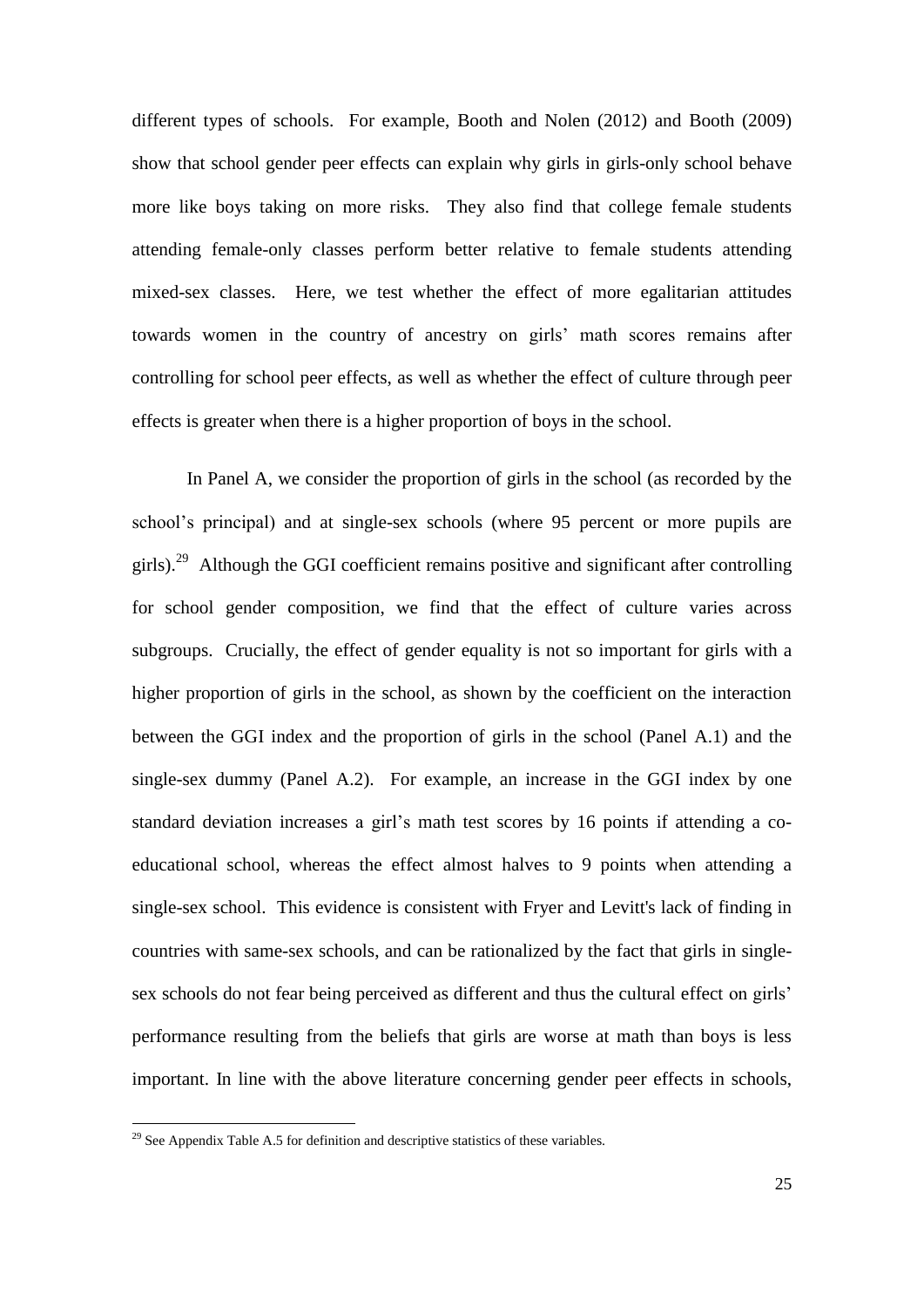different types of schools. For example, Booth and Nolen (2012) and Booth (2009) show that school gender peer effects can explain why girls in girls-only school behave more like boys taking on more risks. They also find that college female students attending female-only classes perform better relative to female students attending mixed-sex classes. Here, we test whether the effect of more egalitarian attitudes towards women in the country of ancestry on girls' math scores remains after controlling for school peer effects, as well as whether the effect of culture through peer effects is greater when there is a higher proportion of boys in the school.

In Panel A, we consider the proportion of girls in the school (as recorded by the school's principal) and at single-sex schools (where 95 percent or more pupils are girls).[29] Although the GGI coefficient remains positive and significant after controlling for school gender composition, we find that the effect of culture varies across subgroups. Crucially, the effect of gender equality is not so important for girls with a higher proportion of girls in the school, as shown by the coefficient on the interaction between the GGI index and the proportion of girls in the school (Panel A.1) and the single-sex dummy (Panel A.2). For example, an increase in the GGI index by one standard deviation increases a girl's math test scores by 16 points if attending a co-educational school, whereas the effect almost halves to 9 points when attending a single-sex school. This evidence is consistent with Fryer and Levitt's lack of finding in countries with same-sex schools, and can be rationalized by the fact that girls in single-sex schools do not fear being perceived as different and thus the cultural effect on girls' performance resulting from the beliefs that girls are worse at math than boys is less important. In line with the above literature concerning gender peer effects in schools,

[29] See Appendix Table A.5 for definition and descriptive statistics of these variables.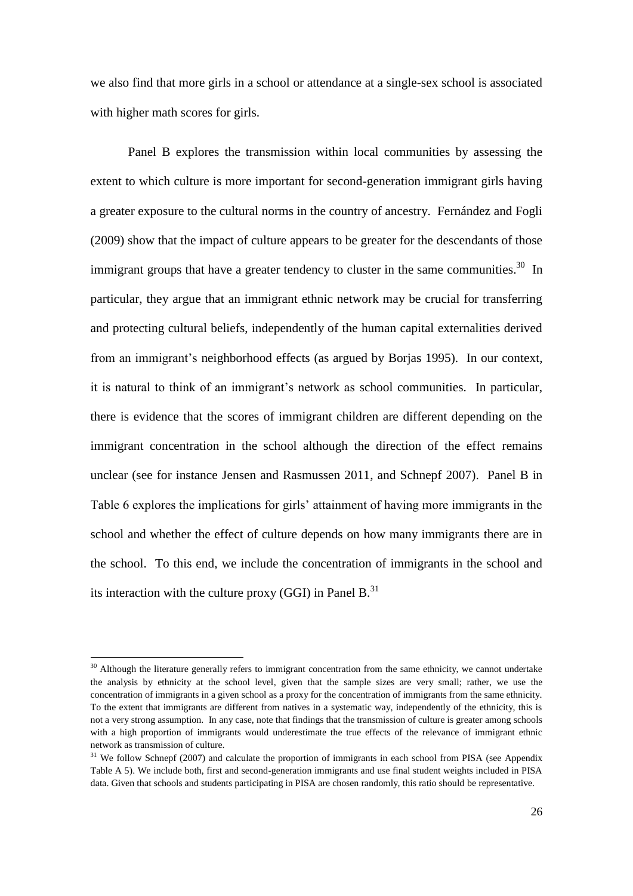we also find that more girls in a school or attendance at a single-sex school is associated with higher math scores for girls.

Panel B explores the transmission within local communities by assessing the extent to which culture is more important for second-generation immigrant girls having a greater exposure to the cultural norms in the country of ancestry. Fernández and Fogli (2009) show that the impact of culture appears to be greater for the descendants of those immigrant groups that have a greater tendency to cluster in the same communities.[30] In particular, they argue that an immigrant ethnic network may be crucial for transferring and protecting cultural beliefs, independently of the human capital externalities derived from an immigrant's neighborhood effects (as argued by Borjas 1995). In our context, it is natural to think of an immigrant's network as school communities. In particular, there is evidence that the scores of immigrant children are different depending on the immigrant concentration in the school although the direction of the effect remains unclear (see for instance Jensen and Rasmussen 2011, and Schnepf 2007). Panel B in Table 6 explores the implications for girls' attainment of having more immigrants in the school and whether the effect of culture depends on how many immigrants there are in the school. To this end, we include the concentration of immigrants in the school and its interaction with the culture proxy (GGI) in Panel B.[31]

[30] Although the literature generally refers to immigrant concentration from the same ethnicity, we cannot undertake the analysis by ethnicity at the school level, given that the sample sizes are very small; rather, we use the concentration of immigrants in a given school as a proxy for the concentration of immigrants from the same ethnicity. To the extent that immigrants are different from natives in a systematic way, independently of the ethnicity, this is not a very strong assumption. In any case, note that findings that the transmission of culture is greater among schools with a high proportion of immigrants would underestimate the true effects of the relevance of immigrant ethnic network as transmission of culture.

[31] We follow Schnepf (2007) and calculate the proportion of immigrants in each school from PISA (see Appendix Table A 5). We include both, first and second-generation immigrants and use final student weights included in PISA data. Given that schools and students participating in PISA are chosen randomly, this ratio should be representative.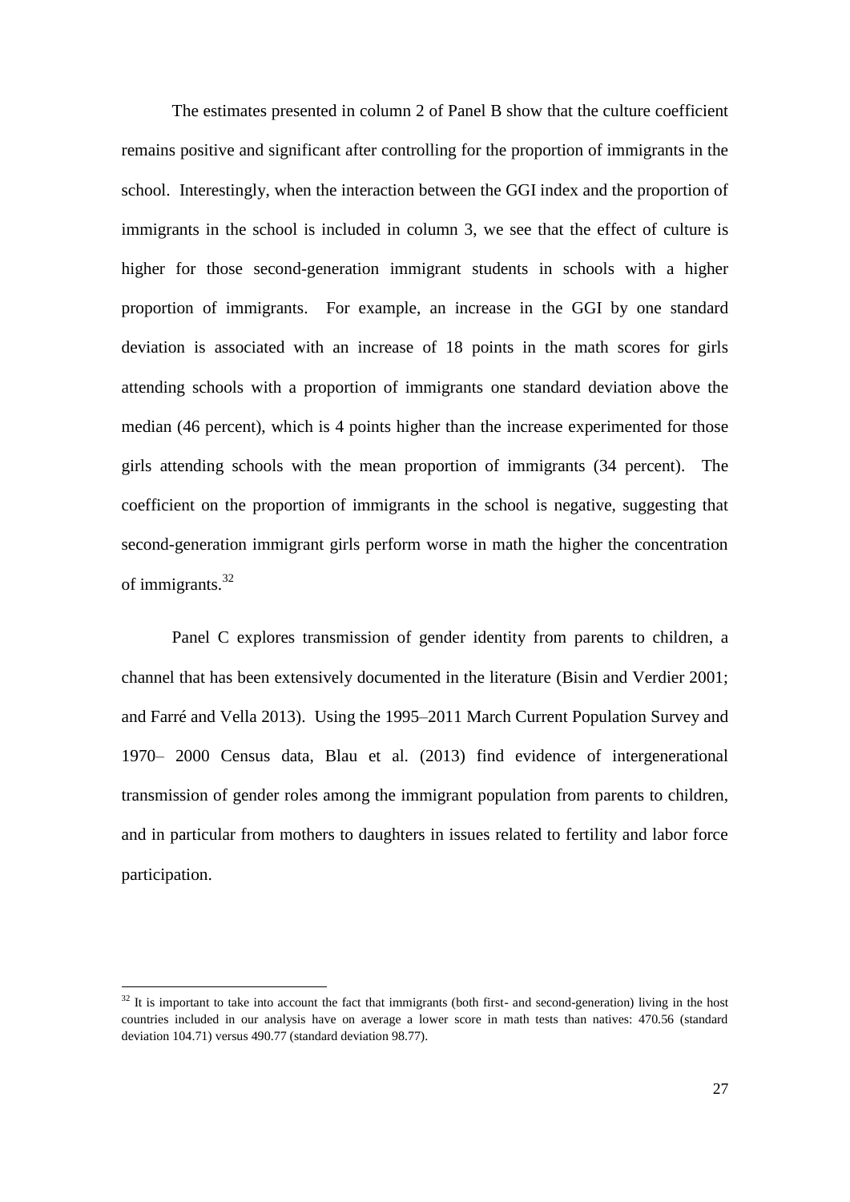The estimates presented in column 2 of Panel B show that the culture coefficient remains positive and significant after controlling for the proportion of immigrants in the school. Interestingly, when the interaction between the GGI index and the proportion of immigrants in the school is included in column 3, we see that the effect of culture is higher for those second-generation immigrant students in schools with a higher proportion of immigrants. For example, an increase in the GGI by one standard deviation is associated with an increase of 18 points in the math scores for girls attending schools with a proportion of immigrants one standard deviation above the median (46 percent), which is 4 points higher than the increase experimented for those girls attending schools with the mean proportion of immigrants (34 percent). The coefficient on the proportion of immigrants in the school is negative, suggesting that second-generation immigrant girls perform worse in math the higher the concentration of immigrants.[32]

Panel C explores transmission of gender identity from parents to children, a channel that has been extensively documented in the literature (Bisin and Verdier 2001; and Farré and Vella 2013). Using the 1995–2011 March Current Population Survey and 1970– 2000 Census data, Blau et al. (2013) find evidence of intergenerational transmission of gender roles among the immigrant population from parents to children, and in particular from mothers to daughters in issues related to fertility and labor force participation.

---

[32] It is important to take into account the fact that immigrants (both first- and second-generation) living in the host countries included in our analysis have on average a lower score in math tests than natives: 470.56 (standard deviation 104.71) versus 490.77 (standard deviation 98.77).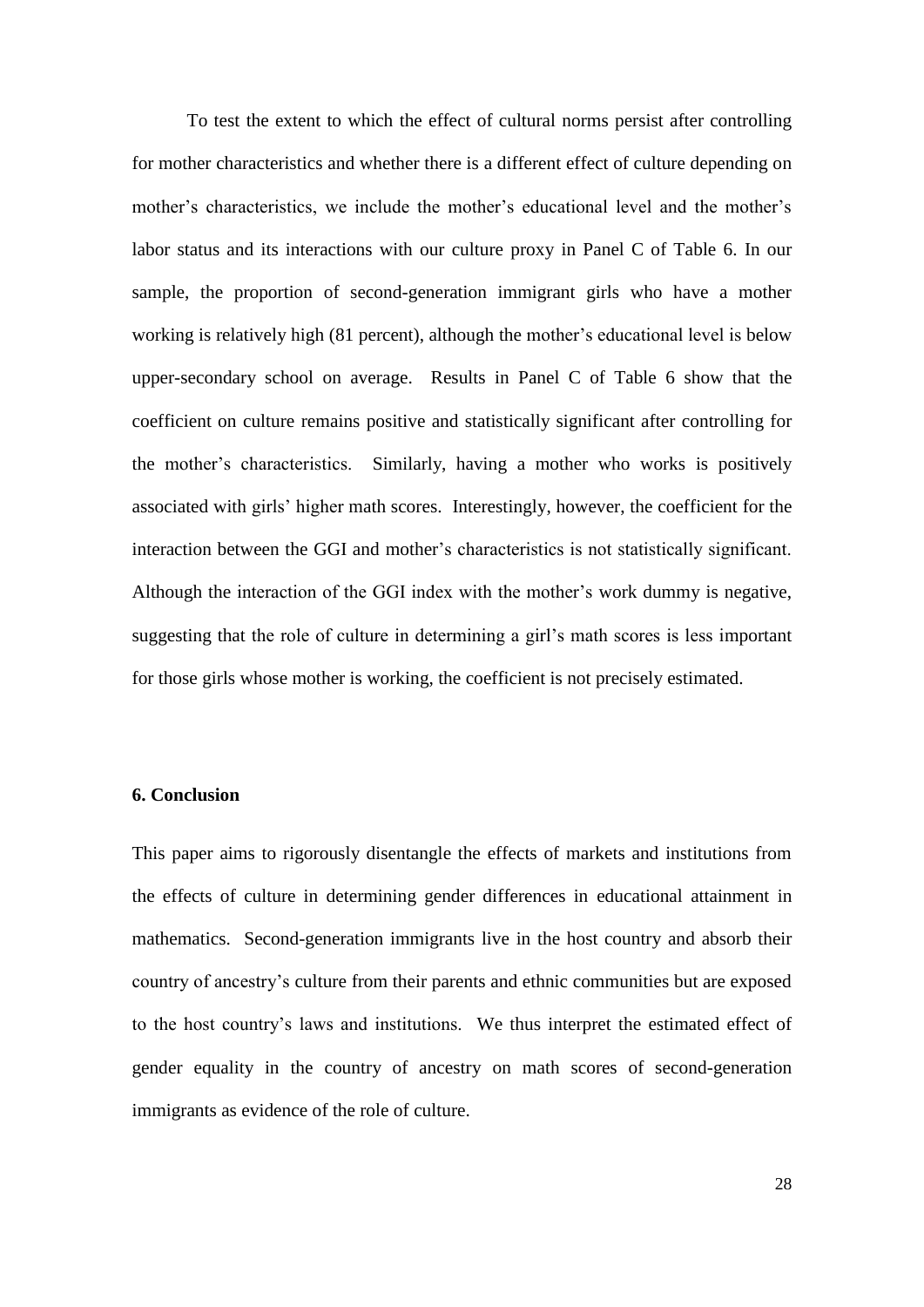To test the extent to which the effect of cultural norms persist after controlling for mother characteristics and whether there is a different effect of culture depending on mother's characteristics, we include the mother's educational level and the mother's labor status and its interactions with our culture proxy in Panel C of Table 6. In our sample, the proportion of second-generation immigrant girls who have a mother working is relatively high (81 percent), although the mother's educational level is below upper-secondary school on average. Results in Panel C of Table 6 show that the coefficient on culture remains positive and statistically significant after controlling for the mother's characteristics. Similarly, having a mother who works is positively associated with girls' higher math scores. Interestingly, however, the coefficient for the interaction between the GGI and mother's characteristics is not statistically significant. Although the interaction of the GGI index with the mother's work dummy is negative, suggesting that the role of culture in determining a girl's math scores is less important for those girls whose mother is working, the coefficient is not precisely estimated.

## 6. Conclusion

This paper aims to rigorously disentangle the effects of markets and institutions from the effects of culture in determining gender differences in educational attainment in mathematics. Second-generation immigrants live in the host country and absorb their country of ancestry's culture from their parents and ethnic communities but are exposed to the host country's laws and institutions. We thus interpret the estimated effect of gender equality in the country of ancestry on math scores of second-generation immigrants as evidence of the role of culture.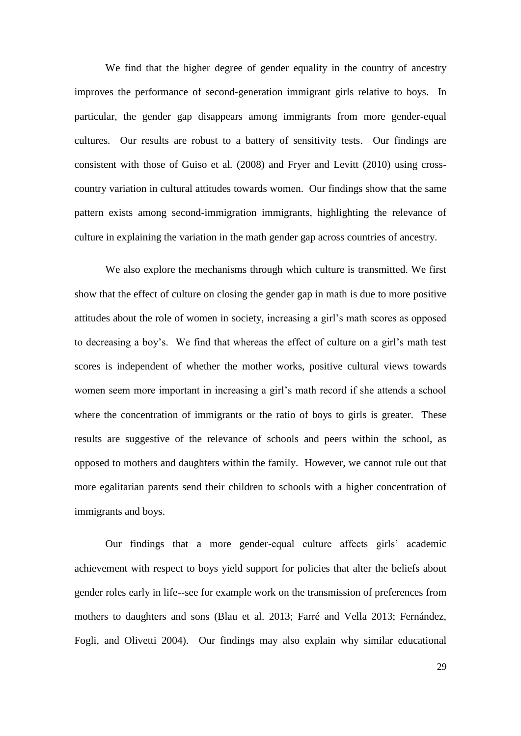We find that the higher degree of gender equality in the country of ancestry improves the performance of second-generation immigrant girls relative to boys. In particular, the gender gap disappears among immigrants from more gender-equal cultures. Our results are robust to a battery of sensitivity tests. Our findings are consistent with those of Guiso et al. (2008) and Fryer and Levitt (2010) using cross-country variation in cultural attitudes towards women. Our findings show that the same pattern exists among second-immigration immigrants, highlighting the relevance of culture in explaining the variation in the math gender gap across countries of ancestry.

We also explore the mechanisms through which culture is transmitted. We first show that the effect of culture on closing the gender gap in math is due to more positive attitudes about the role of women in society, increasing a girl's math scores as opposed to decreasing a boy's. We find that whereas the effect of culture on a girl's math test scores is independent of whether the mother works, positive cultural views towards women seem more important in increasing a girl's math record if she attends a school where the concentration of immigrants or the ratio of boys to girls is greater. These results are suggestive of the relevance of schools and peers within the school, as opposed to mothers and daughters within the family. However, we cannot rule out that more egalitarian parents send their children to schools with a higher concentration of immigrants and boys.

Our findings that a more gender-equal culture affects girls' academic achievement with respect to boys yield support for policies that alter the beliefs about gender roles early in life--see for example work on the transmission of preferences from mothers to daughters and sons (Blau et al. 2013; Farré and Vella 2013; Fernández, Fogli, and Olivetti 2004). Our findings may also explain why similar educational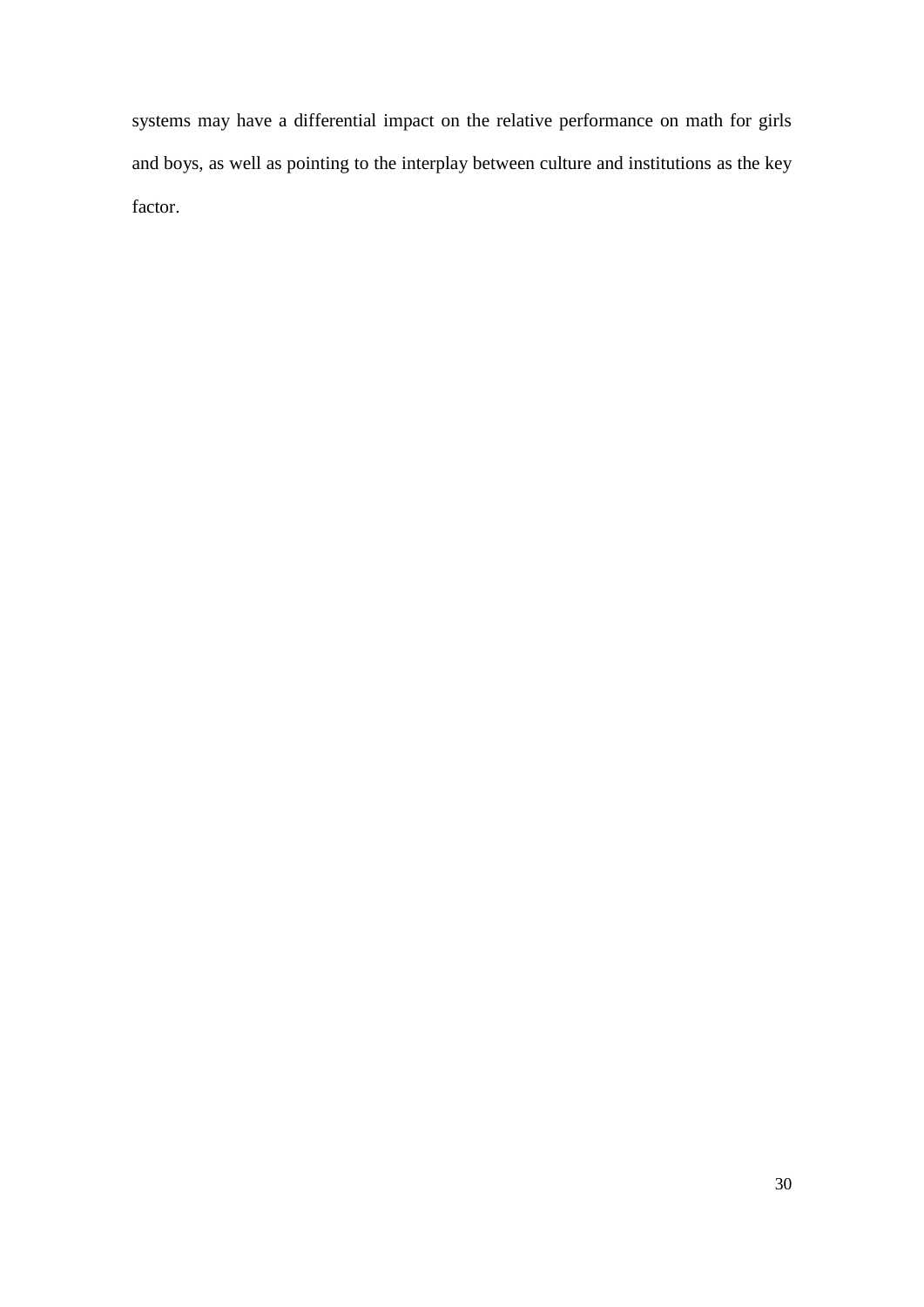systems may have a differential impact on the relative performance on math for girls and boys, as well as pointing to the interplay between culture and institutions as the key factor.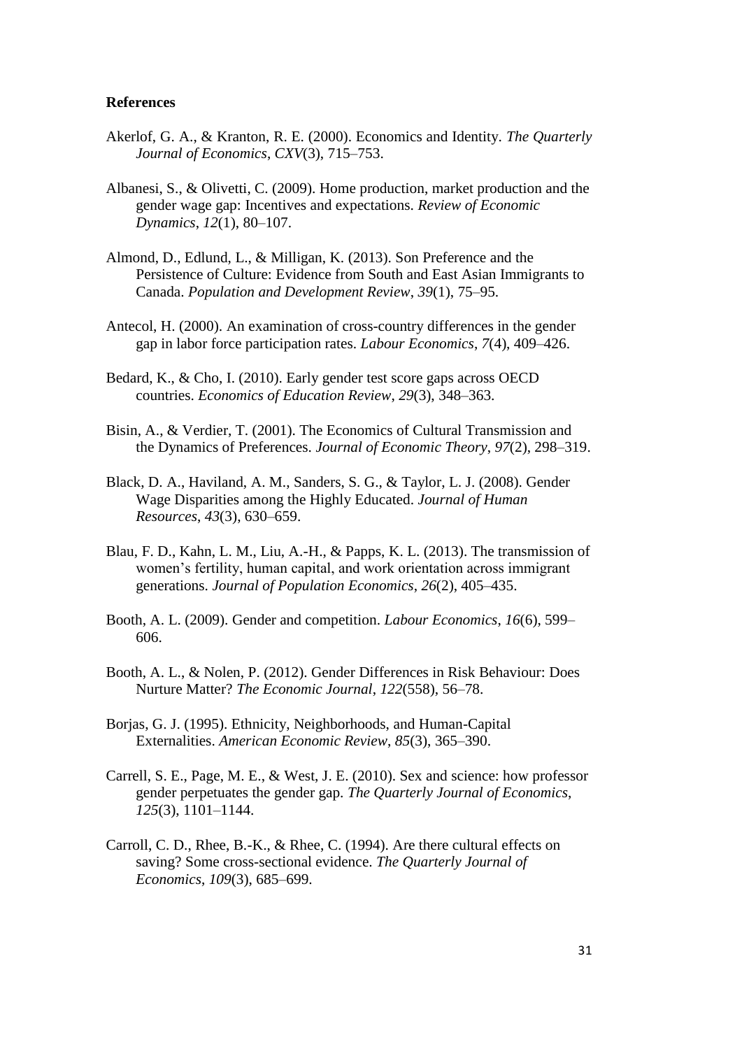**References**

Akerlof, G. A., & Kranton, R. E. (2000). Economics and Identity. *The Quarterly Journal of Economics*, *CXV*(3), 715–753.

Albanesi, S., & Olivetti, C. (2009). Home production, market production and the gender wage gap: Incentives and expectations. *Review of Economic Dynamics*, *12*(1), 80–107.

Almond, D., Edlund, L., & Milligan, K. (2013). Son Preference and the Persistence of Culture: Evidence from South and East Asian Immigrants to Canada. *Population and Development Review*, *39*(1), 75–95.

Antecol, H. (2000). An examination of cross-country differences in the gender gap in labor force participation rates. *Labour Economics*, *7*(4), 409–426.

Bedard, K., & Cho, I. (2010). Early gender test score gaps across OECD countries. *Economics of Education Review*, *29*(3), 348–363.

Bisin, A., & Verdier, T. (2001). The Economics of Cultural Transmission and the Dynamics of Preferences. *Journal of Economic Theory*, *97*(2), 298–319.

Black, D. A., Haviland, A. M., Sanders, S. G., & Taylor, L. J. (2008). Gender Wage Disparities among the Highly Educated. *Journal of Human Resources*, *43*(3), 630–659.

Blau, F. D., Kahn, L. M., Liu, A.-H., & Papps, K. L. (2013). The transmission of women's fertility, human capital, and work orientation across immigrant generations. *Journal of Population Economics*, *26*(2), 405–435.

Booth, A. L. (2009). Gender and competition. *Labour Economics*, *16*(6), 599–606.

Booth, A. L., & Nolen, P. (2012). Gender Differences in Risk Behaviour: Does Nurture Matter? *The Economic Journal*, *122*(558), 56–78.

Borjas, G. J. (1995). Ethnicity, Neighborhoods, and Human-Capital Externalities. *American Economic Review*, *85*(3), 365–390.

Carrell, S. E., Page, M. E., & West, J. E. (2010). Sex and science: how professor gender perpetuates the gender gap. *The Quarterly Journal of Economics*, *125*(3), 1101–1144.

Carroll, C. D., Rhee, B.-K., & Rhee, C. (1994). Are there cultural effects on saving? Some cross-sectional evidence. *The Quarterly Journal of Economics*, *109*(3), 685–699.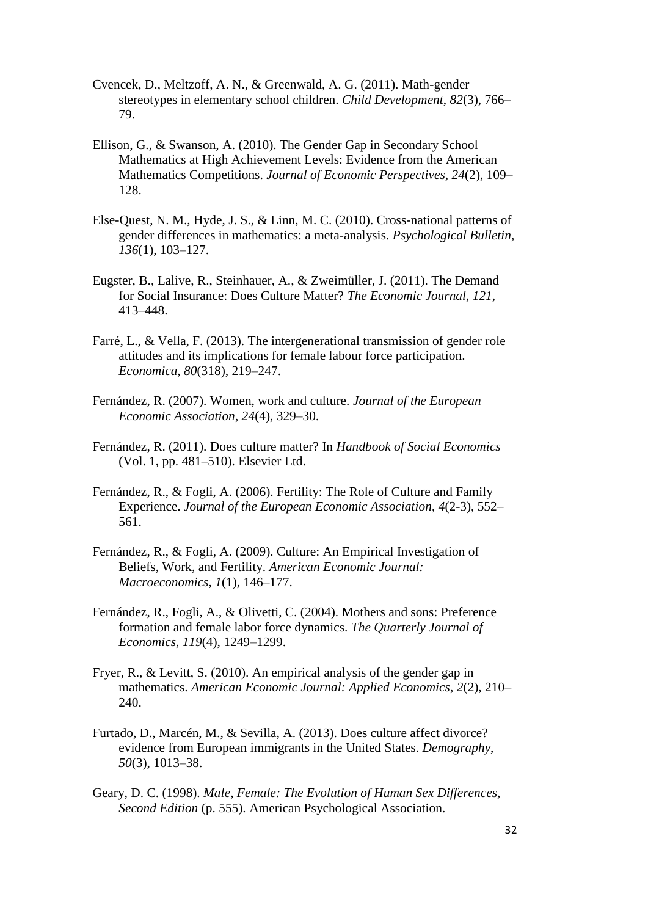Cvencek, D., Meltzoff, A. N., & Greenwald, A. G. (2011). Math-gender stereotypes in elementary school children. *Child Development*, *82*(3), 766–79.

Ellison, G., & Swanson, A. (2010). The Gender Gap in Secondary School Mathematics at High Achievement Levels: Evidence from the American Mathematics Competitions. *Journal of Economic Perspectives*, *24*(2), 109–128.

Else-Quest, N. M., Hyde, J. S., & Linn, M. C. (2010). Cross-national patterns of gender differences in mathematics: a meta-analysis. *Psychological Bulletin*, *136*(1), 103–127.

Eugster, B., Lalive, R., Steinhauer, A., & Zweimüller, J. (2011). The Demand for Social Insurance: Does Culture Matter? *The Economic Journal*, *121*, 413–448.

Farré, L., & Vella, F. (2013). The intergenerational transmission of gender role attitudes and its implications for female labour force participation. *Economica*, *80*(318), 219–247.

Fernández, R. (2007). Women, work and culture. *Journal of the European Economic Association*, *24*(4), 329–30.

Fernández, R. (2011). Does culture matter? In *Handbook of Social Economics* (Vol. 1, pp. 481–510). Elsevier Ltd.

Fernández, R., & Fogli, A. (2006). Fertility: The Role of Culture and Family Experience. *Journal of the European Economic Association*, *4*(2-3), 552–561.

Fernández, R., & Fogli, A. (2009). Culture: An Empirical Investigation of Beliefs, Work, and Fertility. *American Economic Journal: Macroeconomics*, *1*(1), 146–177.

Fernández, R., Fogli, A., & Olivetti, C. (2004). Mothers and sons: Preference formation and female labor force dynamics. *The Quarterly Journal of Economics*, *119*(4), 1249–1299.

Fryer, R., & Levitt, S. (2010). An empirical analysis of the gender gap in mathematics. *American Economic Journal: Applied Economics*, *2*(2), 210–240.

Furtado, D., Marcén, M., & Sevilla, A. (2013). Does culture affect divorce? evidence from European immigrants in the United States. *Demography*, *50*(3), 1013–38.

Geary, D. C. (1998). *Male, Female: The Evolution of Human Sex Differences, Second Edition* (p. 555). American Psychological Association.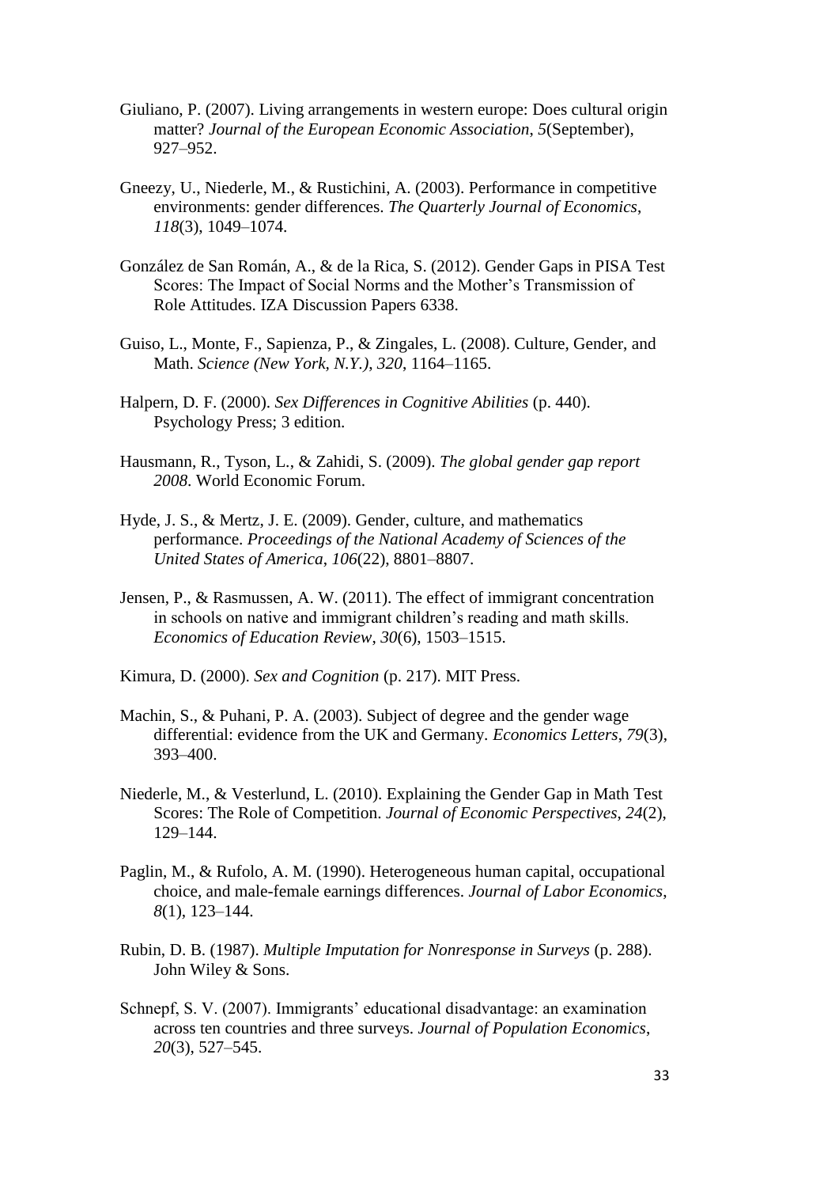Giuliano, P. (2007). Living arrangements in western europe: Does cultural origin matter? *Journal of the European Economic Association*, *5*(September), 927–952.

Gneezy, U., Niederle, M., & Rustichini, A. (2003). Performance in competitive environments: gender differences. *The Quarterly Journal of Economics*, *118*(3), 1049–1074.

González de San Román, A., & de la Rica, S. (2012). Gender Gaps in PISA Test Scores: The Impact of Social Norms and the Mother's Transmission of Role Attitudes. IZA Discussion Papers 6338.

Guiso, L., Monte, F., Sapienza, P., & Zingales, L. (2008). Culture, Gender, and Math. *Science (New York, N.Y.)*, *320*, 1164–1165.

Halpern, D. F. (2000). *Sex Differences in Cognitive Abilities* (p. 440). Psychology Press; 3 edition.

Hausmann, R., Tyson, L., & Zahidi, S. (2009). *The global gender gap report 2008*. World Economic Forum.

Hyde, J. S., & Mertz, J. E. (2009). Gender, culture, and mathematics performance. *Proceedings of the National Academy of Sciences of the United States of America*, *106*(22), 8801–8807.

Jensen, P., & Rasmussen, A. W. (2011). The effect of immigrant concentration in schools on native and immigrant children's reading and math skills. *Economics of Education Review*, *30*(6), 1503–1515.

Kimura, D. (2000). *Sex and Cognition* (p. 217). MIT Press.

Machin, S., & Puhani, P. A. (2003). Subject of degree and the gender wage differential: evidence from the UK and Germany. *Economics Letters*, *79*(3), 393–400.

Niederle, M., & Vesterlund, L. (2010). Explaining the Gender Gap in Math Test Scores: The Role of Competition. *Journal of Economic Perspectives*, *24*(2), 129–144.

Paglin, M., & Rufolo, A. M. (1990). Heterogeneous human capital, occupational choice, and male-female earnings differences. *Journal of Labor Economics*, *8*(1), 123–144.

Rubin, D. B. (1987). *Multiple Imputation for Nonresponse in Surveys* (p. 288). John Wiley & Sons.

Schnepf, S. V. (2007). Immigrants' educational disadvantage: an examination across ten countries and three surveys. *Journal of Population Economics*, *20*(3), 527–545.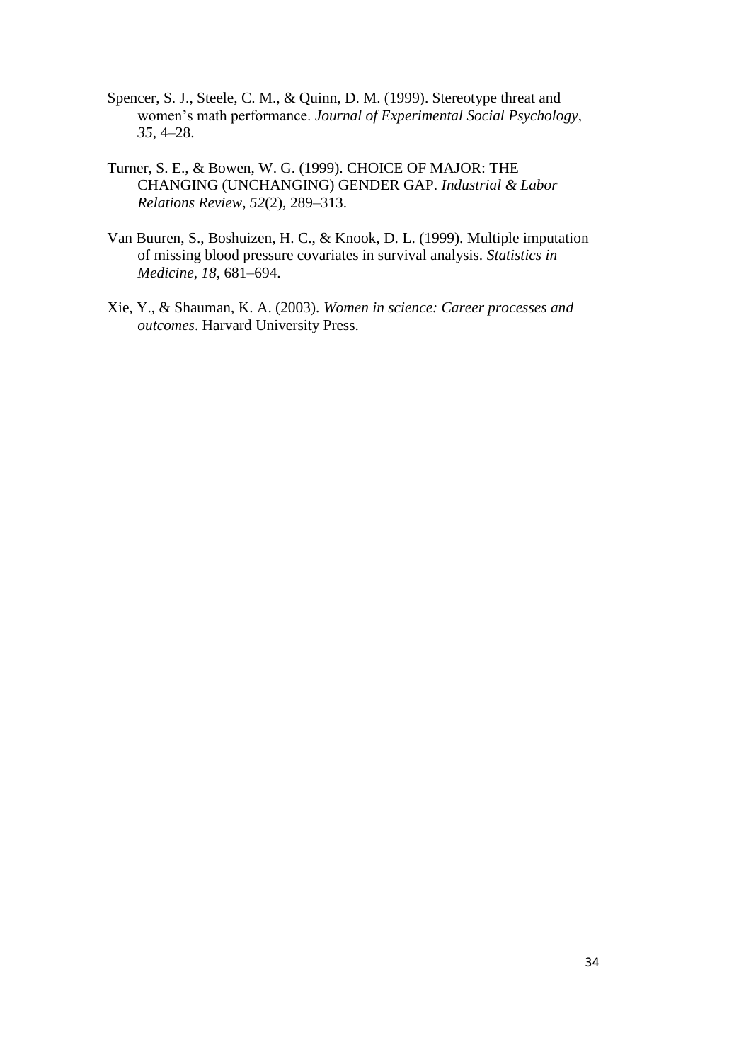Spencer, S. J., Steele, C. M., & Quinn, D. M. (1999). Stereotype threat and women's math performance. *Journal of Experimental Social Psychology*, *35*, 4–28.

Turner, S. E., & Bowen, W. G. (1999). CHOICE OF MAJOR: THE CHANGING (UNCHANGING) GENDER GAP. *Industrial & Labor Relations Review*, *52*(2), 289–313.

Van Buuren, S., Boshuizen, H. C., & Knook, D. L. (1999). Multiple imputation of missing blood pressure covariates in survival analysis. *Statistics in Medicine*, *18*, 681–694.

Xie, Y., & Shauman, K. A. (2003). *Women in science: Career processes and outcomes*. Harvard University Press.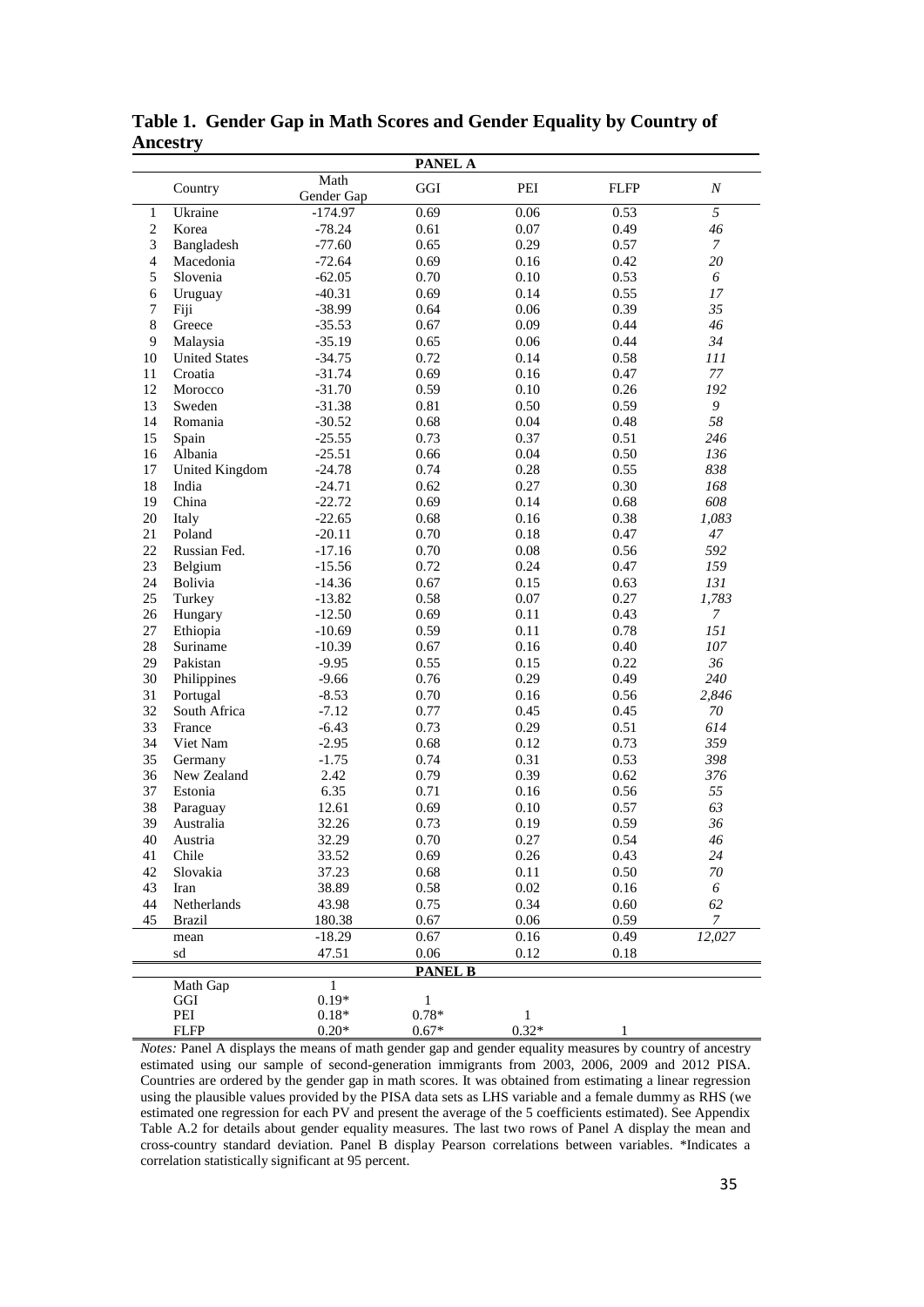# Table 1. Gender Gap in Math Scores and Gender Equality by Country of Ancestry

**PANEL A**

| | Country | Math Gender Gap | GGI | PEI | FLFP | *N* |
|---|---|---|---|---|---|---|
| 1 | Ukraine | -174.97 | 0.69 | 0.06 | 0.53 | *5* |
| 2 | Korea | -78.24 | 0.61 | 0.07 | 0.49 | *46* |
| 3 | Bangladesh | -77.60 | 0.65 | 0.29 | 0.57 | *7* |
| 4 | Macedonia | -72.64 | 0.69 | 0.16 | 0.42 | *20* |
| 5 | Slovenia | -62.05 | 0.70 | 0.10 | 0.53 | *6* |
| 6 | Uruguay | -40.31 | 0.69 | 0.14 | 0.55 | *17* |
| 7 | Fiji | -38.99 | 0.64 | 0.06 | 0.39 | *35* |
| 8 | Greece | -35.53 | 0.67 | 0.09 | 0.44 | *46* |
| 9 | Malaysia | -35.19 | 0.65 | 0.06 | 0.44 | *34* |
| 10 | United States | -34.75 | 0.72 | 0.14 | 0.58 | *111* |
| 11 | Croatia | -31.74 | 0.69 | 0.16 | 0.47 | *77* |
| 12 | Morocco | -31.70 | 0.59 | 0.10 | 0.26 | *192* |
| 13 | Sweden | -31.38 | 0.81 | 0.50 | 0.59 | *9* |
| 14 | Romania | -30.52 | 0.68 | 0.04 | 0.48 | *58* |
| 15 | Spain | -25.55 | 0.73 | 0.37 | 0.51 | *246* |
| 16 | Albania | -25.51 | 0.66 | 0.04 | 0.50 | *136* |
| 17 | United Kingdom | -24.78 | 0.74 | 0.28 | 0.55 | *838* |
| 18 | India | -24.71 | 0.62 | 0.27 | 0.30 | *168* |
| 19 | China | -22.72 | 0.69 | 0.14 | 0.68 | *608* |
| 20 | Italy | -22.65 | 0.68 | 0.16 | 0.38 | *1,083* |
| 21 | Poland | -20.11 | 0.70 | 0.18 | 0.47 | *47* |
| 22 | Russian Fed. | -17.16 | 0.70 | 0.08 | 0.56 | *592* |
| 23 | Belgium | -15.56 | 0.72 | 0.24 | 0.47 | *159* |
| 24 | Bolivia | -14.36 | 0.67 | 0.15 | 0.63 | *131* |
| 25 | Turkey | -13.82 | 0.58 | 0.07 | 0.27 | *1,783* |
| 26 | Hungary | -12.50 | 0.69 | 0.11 | 0.43 | *7* |
| 27 | Ethiopia | -10.69 | 0.59 | 0.11 | 0.78 | *151* |
| 28 | Suriname | -10.39 | 0.67 | 0.16 | 0.40 | *107* |
| 29 | Pakistan | -9.95 | 0.55 | 0.15 | 0.22 | *36* |
| 30 | Philippines | -9.66 | 0.76 | 0.29 | 0.49 | *240* |
| 31 | Portugal | -8.53 | 0.70 | 0.16 | 0.56 | *2,846* |
| 32 | South Africa | -7.12 | 0.77 | 0.45 | 0.45 | *70* |
| 33 | France | -6.43 | 0.73 | 0.29 | 0.51 | *614* |
| 34 | Viet Nam | -2.95 | 0.68 | 0.12 | 0.73 | *359* |
| 35 | Germany | -1.75 | 0.74 | 0.31 | 0.53 | *398* |
| 36 | New Zealand | 2.42 | 0.79 | 0.39 | 0.62 | *376* |
| 37 | Estonia | 6.35 | 0.71 | 0.16 | 0.56 | *55* |
| 38 | Paraguay | 12.61 | 0.69 | 0.10 | 0.57 | *63* |
| 39 | Australia | 32.26 | 0.73 | 0.19 | 0.59 | *36* |
| 40 | Austria | 32.29 | 0.70 | 0.27 | 0.54 | *46* |
| 41 | Chile | 33.52 | 0.69 | 0.26 | 0.43 | *24* |
| 42 | Slovakia | 37.23 | 0.68 | 0.11 | 0.50 | *70* |
| 43 | Iran | 38.89 | 0.58 | 0.02 | 0.16 | *6* |
| 44 | Netherlands | 43.98 | 0.75 | 0.34 | 0.60 | *62* |
| 45 | Brazil | 180.38 | 0.67 | 0.06 | 0.59 | *7* |
| | mean | -18.29 | 0.67 | 0.16 | 0.49 | *12,027* |
| | sd | 47.51 | 0.06 | 0.12 | 0.18 | |

**PANEL B**

| | Math Gap | GGI | PEI | FLFP |
|---|---|---|---|---|
| Math Gap | 1 | | | |
| GGI | 0.19* | 1 | | |
| PEI | 0.18* | 0.78* | 1 | |
| FLFP | 0.20* | 0.67* | 0.32* | 1 |

*Notes:* Panel A displays the means of math gender gap and gender equality measures by country of ancestry estimated using our sample of second-generation immigrants from 2003, 2006, 2009 and 2012 PISA. Countries are ordered by the gender gap in math scores. It was obtained from estimating a linear regression using the plausible values provided by the PISA data sets as LHS variable and a female dummy as RHS (we estimated one regression for each PV and present the average of the 5 coefficients estimated). See Appendix Table A.2 for details about gender equality measures. The last two rows of Panel A display the mean and cross-country standard deviation. Panel B display Pearson correlations between variables. *Indicates a correlation statistically significant at 95 percent.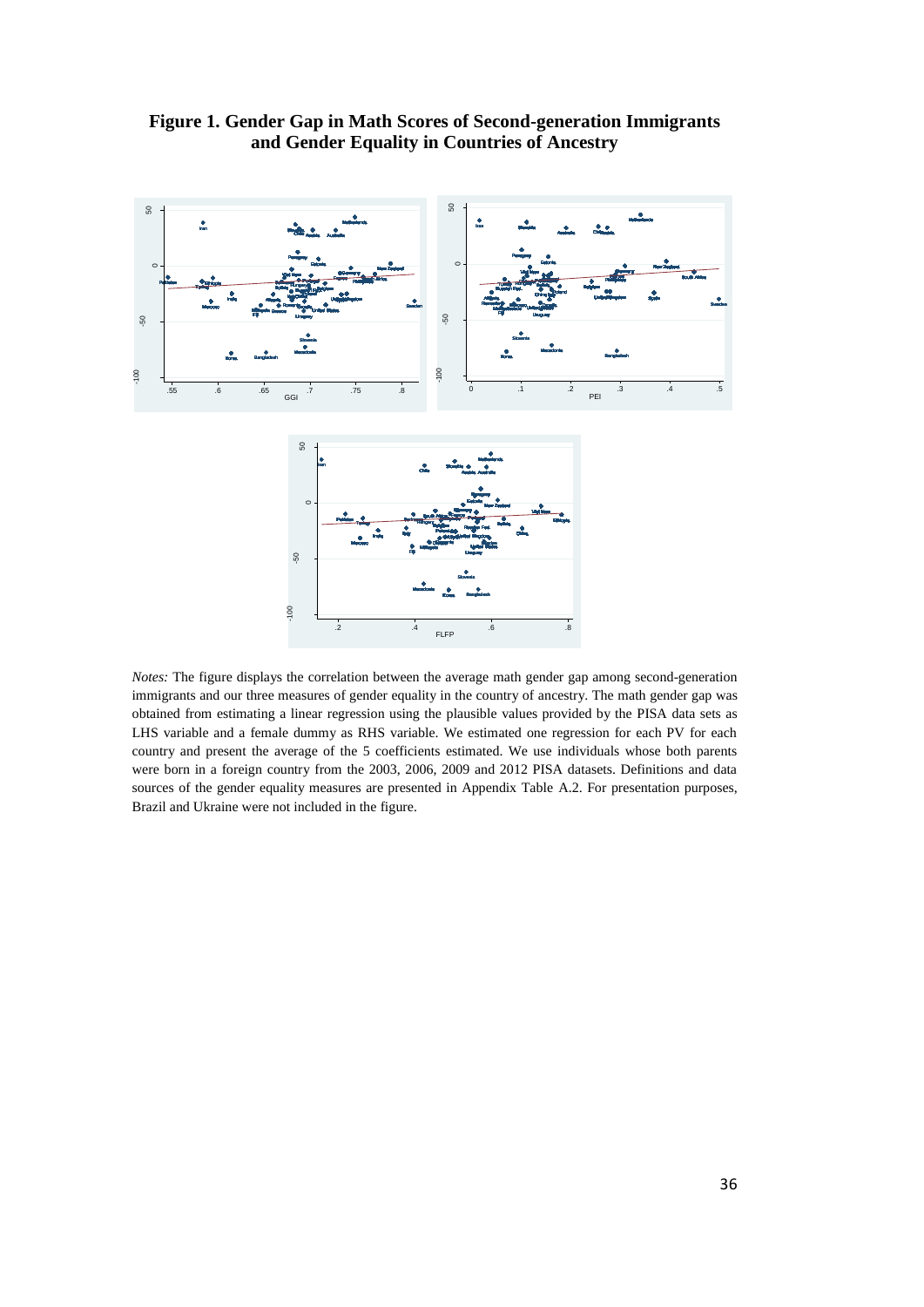**Figure 1. Gender Gap in Math Scores of Second-generation Immigrants and Gender Equality in Countries of Ancestry**

*Notes:* The figure displays the correlation between the average math gender gap among second-generation immigrants and our three measures of gender equality in the country of ancestry. The math gender gap was obtained from estimating a linear regression using the plausible values provided by the PISA data sets as LHS variable and a female dummy as RHS variable. We estimated one regression for each PV for each country and present the average of the 5 coefficients estimated. We use individuals whose both parents were born in a foreign country from the 2003, 2006, 2009 and 2012 PISA datasets. Definitions and data sources of the gender equality measures are presented in Appendix Table A.2. For presentation purposes, Brazil and Ukraine were not included in the figure.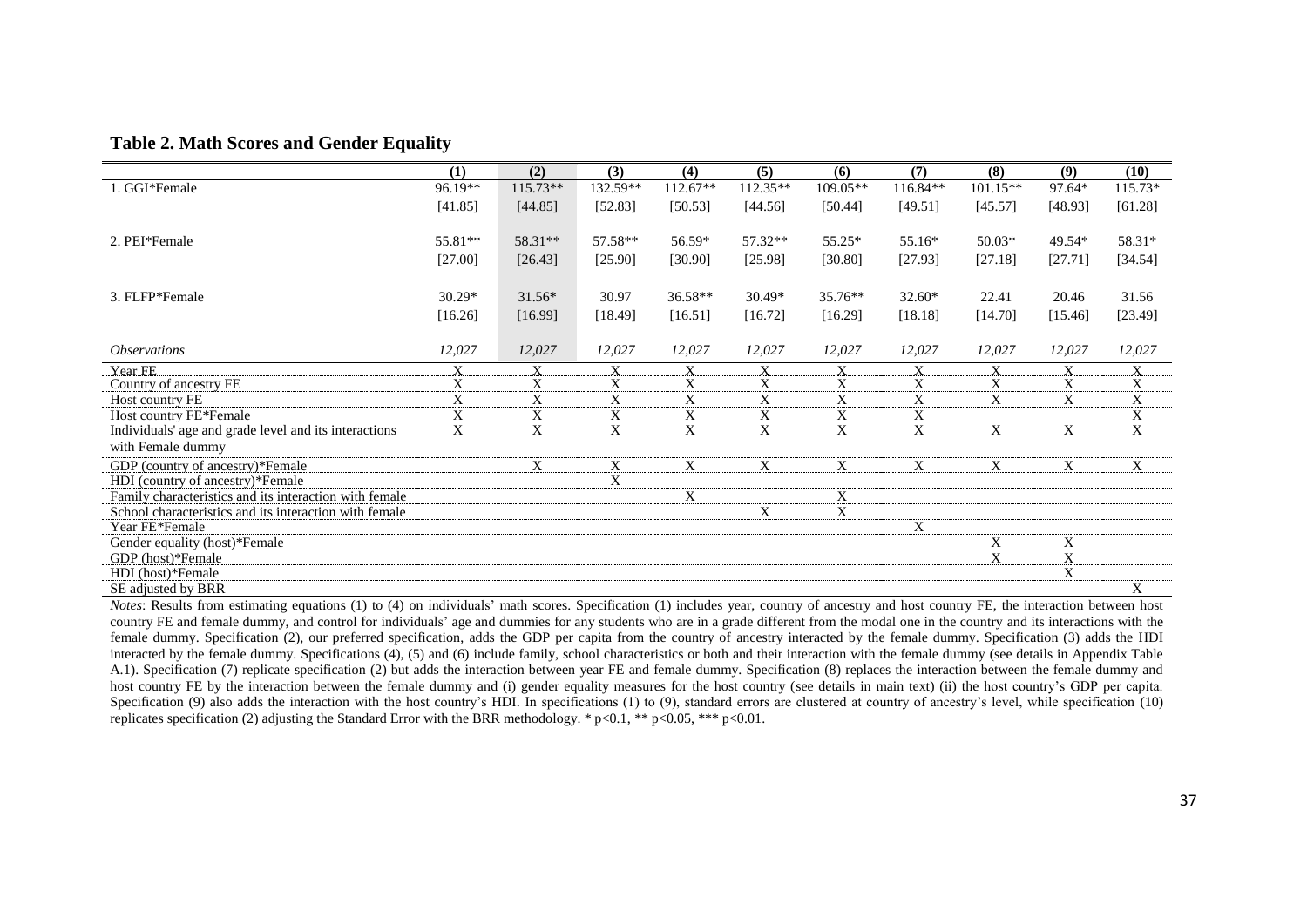**Table 2. Math Scores and Gender Equality**

| | (1) | (2) | (3) | (4) | (5) | (6) | (7) | (8) | (9) | (10) |
|---|---|---|---|---|---|---|---|---|---|---|
| 1. GGI*Female | 96.19** | 115.73** | 132.59** | 112.67** | 112.35** | 109.05** | 116.84** | 101.15** | 97.64* | 115.73* |
| | [41.85] | [44.85] | [52.83] | [50.53] | [44.56] | [50.44] | [49.51] | [45.57] | [48.93] | [61.28] |
| 2. PEI*Female | 55.81** | 58.31** | 57.58** | 56.59* | 57.32** | 55.25* | 55.16* | 50.03* | 49.54* | 58.31* |
| | [27.00] | [26.43] | [25.90] | [30.90] | [25.98] | [30.80] | [27.93] | [27.18] | [27.71] | [34.54] |
| 3. FLFP*Female | 30.29* | 31.56* | 30.97 | 36.58** | 30.49* | 35.76** | 32.60* | 22.41 | 20.46 | 31.56 |
| | [16.26] | [16.99] | [18.49] | [16.51] | [16.72] | [16.29] | [18.18] | [14.70] | [15.46] | [23.49] |
| *Observations* | *12,027* | *12,027* | *12,027* | *12,027* | *12,027* | *12,027* | *12,027* | *12,027* | *12,027* | *12,027* |
| Year FE | X | X | X | X | X | X | X | X | X | X |
| Country of ancestry FE | X | X | X | X | X | X | X | X | X | X |
| Host country FE | X | X | X | X | X | X | X | X | X | X |
| Host country FE*Female | X | X | X | X | X | X | X | | | X |
| Individuals' age and grade level and its interactions with Female dummy | X | X | X | X | X | X | X | X | X | X |
| GDP (country of ancestry)*Female | | X | X | X | X | X | X | X | X | X |
| HDI (country of ancestry)*Female | | | X | | | | | | | |
| Family characteristics and its interaction with female | | | | X | | X | | | | |
| School characteristics and its interaction with female | | | | | X | X | | | | |
| Year FE*Female | | | | | | | X | | | |
| Gender equality (host)*Female | | | | | | | | X | X | |
| GDP (host)*Female | | | | | | | | X | X | |
| HDI (host)*Female | | | | | | | | | X | |
| SE adjusted by BRR | | | | | | | | | | X |

*Notes*: Results from estimating equations (1) to (4) on individuals' math scores. Specification (1) includes year, country of ancestry and host country FE, the interaction between host country FE and female dummy, and control for individuals' age and dummies for any students who are in a grade different from the modal one in the country and its interactions with the female dummy. Specification (2), our preferred specification, adds the GDP per capita from the country of ancestry interacted by the female dummy. Specification (3) adds the HDI interacted by the female dummy. Specifications (4), (5) and (6) include family, school characteristics or both and their interaction with the female dummy (see details in Appendix Table A.1). Specification (7) replicate specification (2) but adds the interaction between year FE and female dummy. Specification (8) replaces the interaction between the female dummy and host country FE by the interaction between the female dummy and (i) gender equality measures for the host country (see details in main text) (ii) the host country's GDP per capita. Specification (9) also adds the interaction with the host country's HDI. In specifications (1) to (9), standard errors are clustered at country of ancestry's level, while specification (10) replicates specification (2) adjusting the Standard Error with the BRR methodology. * p<0.1, ** p<0.05, *** p<0.01.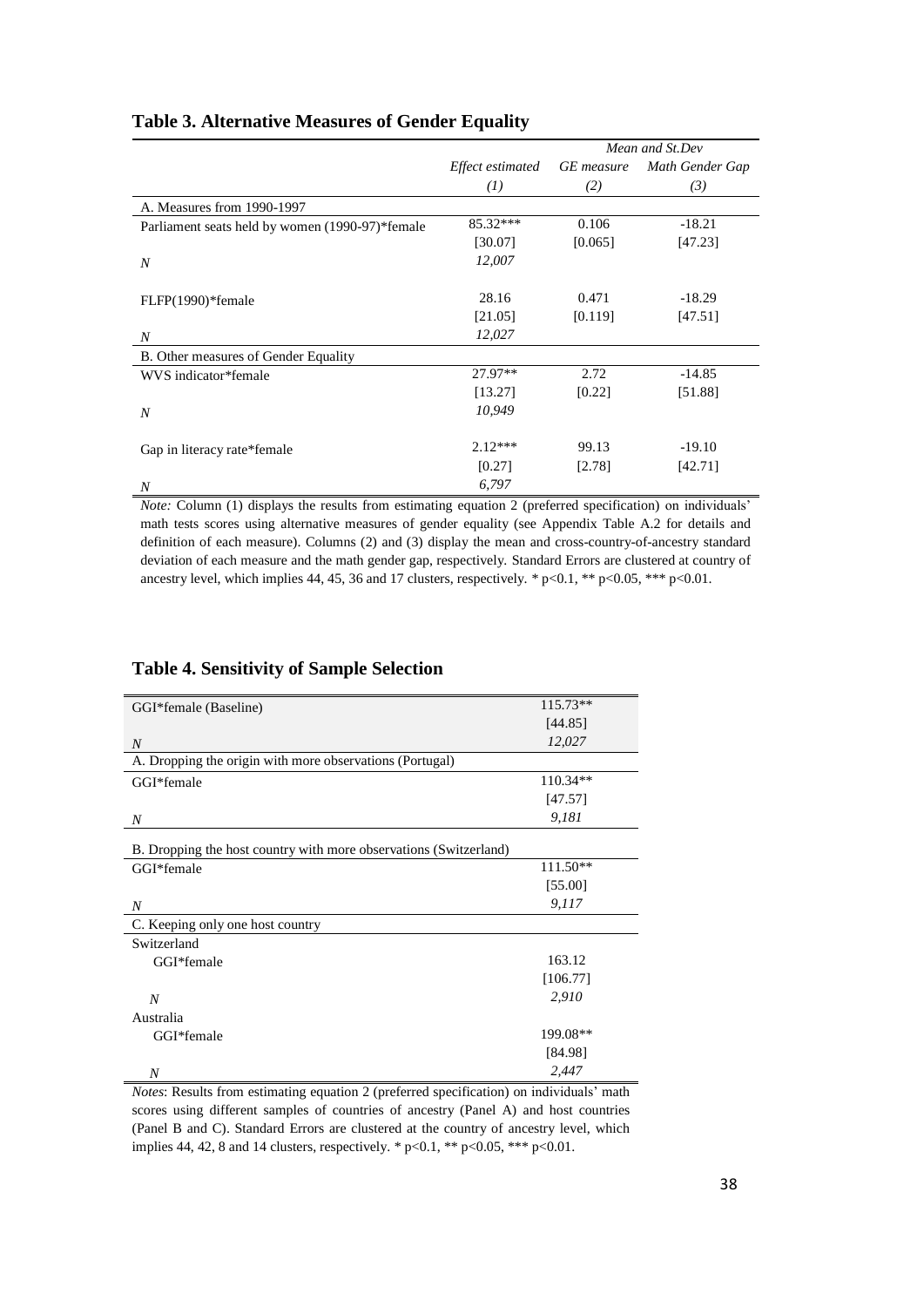### Table 3. Alternative Measures of Gender Equality

| | | Mean and St.Dev | |
|---|---|---|---|
| | *Effect estimated* | *GE measure* | *Math Gender Gap* |
| | *(1)* | *(2)* | *(3)* |
| A. Measures from 1990-1997 | | | |
| Parliament seats held by women (1990-97)*female | 85.32*** | 0.106 | -18.21 |
| | [30.07] | [0.065] | [47.23] |
| *N* | *12,007* | | |
| FLFP(1990)*female | 28.16 | 0.471 | -18.29 |
| | [21.05] | [0.119] | [47.51] |
| *N* | *12,027* | | |
| B. Other measures of Gender Equality | | | |
| WVS indicator*female | 27.97** | 2.72 | -14.85 |
| | [13.27] | [0.22] | [51.88] |
| *N* | *10,949* | | |
| Gap in literacy rate*female | 2.12*** | 99.13 | -19.10 |
| | [0.27] | [2.78] | [42.71] |
| *N* | *6,797* | | |

*Note:* Column (1) displays the results from estimating equation 2 (preferred specification) on individuals' math tests scores using alternative measures of gender equality (see Appendix Table A.2 for details and definition of each measure). Columns (2) and (3) display the mean and cross-country-of-ancestry standard deviation of each measure and the math gender gap, respectively. Standard Errors are clustered at country of ancestry level, which implies 44, 45, 36 and 17 clusters, respectively. * p<0.1, ** p<0.05, *** p<0.01.

### Table 4. Sensitivity of Sample Selection

| | |
|---|---|
| GGI*female (Baseline) | 115.73** |
| | [44.85] |
| *N* | *12,027* |
| A. Dropping the origin with more observations (Portugal) | |
| GGI*female | 110.34** |
| | [47.57] |
| *N* | *9,181* |
| B. Dropping the host country with more observations (Switzerland) | |
| GGI*female | 111.50** |
| | [55.00] |
| *N* | *9,117* |
| C. Keeping only one host country | |
| Switzerland | |
| GGI*female | 163.12 |
| | [106.77] |
| *N* | *2,910* |
| Australia | |
| GGI*female | 199.08** |
| | [84.98] |
| *N* | *2,447* |

*Notes*: Results from estimating equation 2 (preferred specification) on individuals' math scores using different samples of countries of ancestry (Panel A) and host countries (Panel B and C). Standard Errors are clustered at the country of ancestry level, which implies 44, 42, 8 and 14 clusters, respectively. * p<0.1, ** p<0.05, *** p<0.01.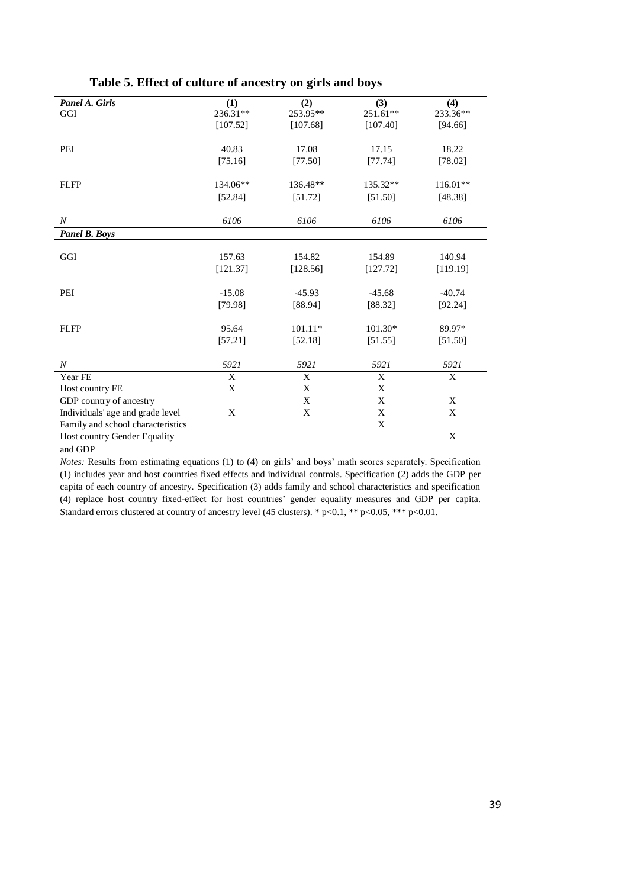**Table 5. Effect of culture of ancestry on girls and boys**

| *Panel A. Girls* | (1) | (2) | (3) | (4) |
|---|---|---|---|---|
| GGI | 236.31** | 253.95** | 251.61** | 233.36** |
| | [107.52] | [107.68] | [107.40] | [94.66] |
| PEI | 40.83 | 17.08 | 17.15 | 18.22 |
| | [75.16] | [77.50] | [77.74] | [78.02] |
| FLFP | 134.06** | 136.48** | 135.32** | 116.01** |
| | [52.84] | [51.72] | [51.50] | [48.38] |
| *N* | *6106* | *6106* | *6106* | *6106* |
| ***Panel B. Boys*** | | | | |
| GGI | 157.63 | 154.82 | 154.89 | 140.94 |
| | [121.37] | [128.56] | [127.72] | [119.19] |
| PEI | -15.08 | -45.93 | -45.68 | -40.74 |
| | [79.98] | [88.94] | [88.32] | [92.24] |
| FLFP | 95.64 | 101.11* | 101.30* | 89.97* |
| | [57.21] | [52.18] | [51.55] | [51.50] |
| *N* | *5921* | *5921* | *5921* | *5921* |
| Year FE | X | X | X | X |
| Host country FE | X | X | X | |
| GDP country of ancestry | | X | X | X |
| Individuals' age and grade level | X | X | X | X |
| Family and school characteristics | | | X | |
| Host country Gender Equality and GDP | | | | X |

*Notes:* Results from estimating equations (1) to (4) on girls' and boys' math scores separately. Specification (1) includes year and host countries fixed effects and individual controls. Specification (2) adds the GDP per capita of each country of ancestry. Specification (3) adds family and school characteristics and specification (4) replace host country fixed-effect for host countries' gender equality measures and GDP per capita. Standard errors clustered at country of ancestry level (45 clusters). * p<0.1, ** p<0.05, *** p<0.01.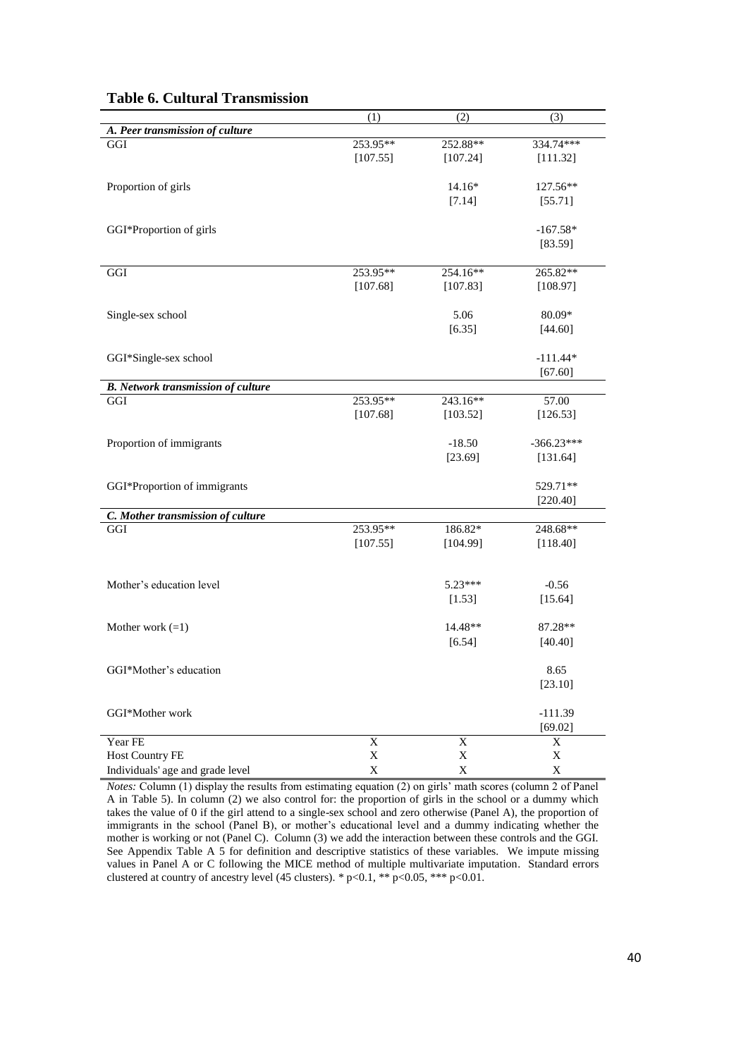**Table 6. Cultural Transmission**

| | (1) | (2) | (3) |
|---|---|---|---|
| ***A. Peer transmission of culture*** | | | |
| GGI | 253.95** | 252.88** | 334.74*** |
| | [107.55] | [107.24] | [111.32] |
| Proportion of girls | | 14.16* | 127.56** |
| | | [7.14] | [55.71] |
| GGI*Proportion of girls | | | -167.58* |
| | | | [83.59] |
| GGI | 253.95** | 254.16** | 265.82** |
| | [107.68] | [107.83] | [108.97] |
| Single-sex school | | 5.06 | 80.09* |
| | | [6.35] | [44.60] |
| GGI*Single-sex school | | | -111.44* |
| | | | [67.60] |
| ***B. Network transmission of culture*** | | | |
| GGI | 253.95** | 243.16** | 57.00 |
| | [107.68] | [103.52] | [126.53] |
| Proportion of immigrants | | -18.50 | -366.23*** |
| | | [23.69] | [131.64] |
| GGI*Proportion of immigrants | | | 529.71** |
| | | | [220.40] |
| ***C. Mother transmission of culture*** | | | |
| GGI | 253.95** | 186.82* | 248.68** |
| | [107.55] | [104.99] | [118.40] |
| Mother's education level | | 5.23*** | -0.56 |
| | | [1.53] | [15.64] |
| Mother work (=1) | | 14.48** | 87.28** |
| | | [6.54] | [40.40] |
| GGI*Mother's education | | | 8.65 |
| | | | [23.10] |
| GGI*Mother work | | | -111.39 |
| | | | [69.02] |
| Year FE | X | X | X |
| Host Country FE | X | X | X |
| Individuals' age and grade level | X | X | X |

*Notes:* Column (1) display the results from estimating equation (2) on girls' math scores (column 2 of Panel A in Table 5). In column (2) we also control for: the proportion of girls in the school or a dummy which takes the value of 0 if the girl attend to a single-sex school and zero otherwise (Panel A), the proportion of immigrants in the school (Panel B), or mother's educational level and a dummy indicating whether the mother is working or not (Panel C). Column (3) we add the interaction between these controls and the GGI. See Appendix Table A 5 for definition and descriptive statistics of these variables. We impute missing values in Panel A or C following the MICE method of multiple multivariate imputation. Standard errors clustered at country of ancestry level (45 clusters). * p<0.1, ** p<0.05, *** p<0.01.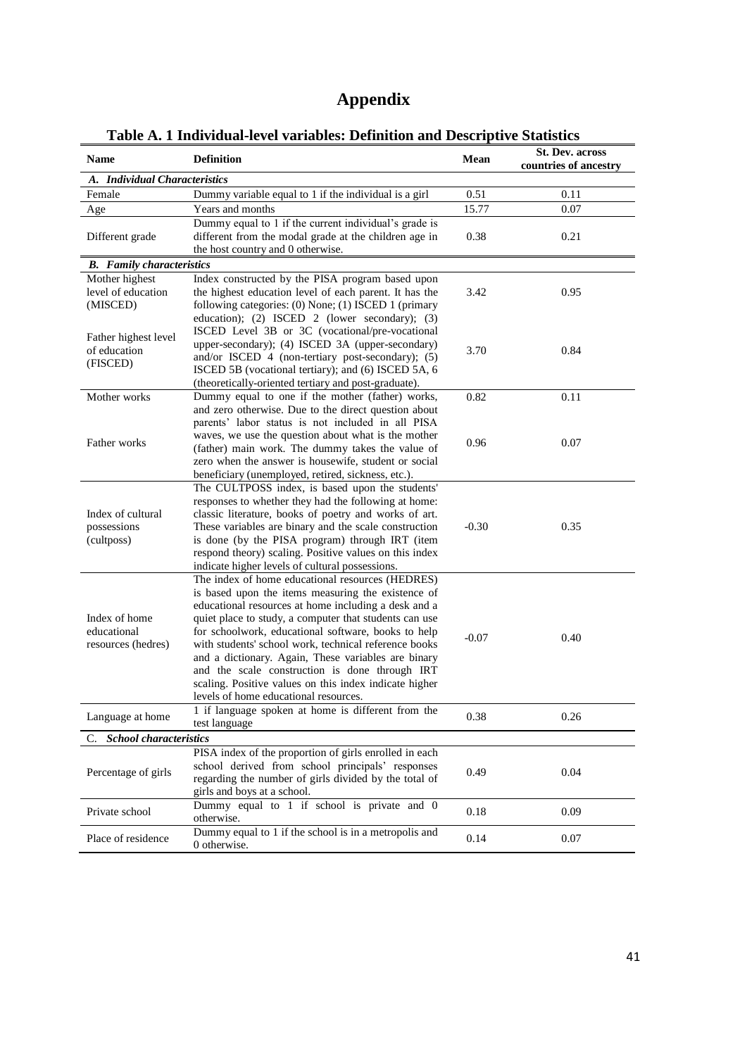# Appendix

**Table A. 1 Individual-level variables: Definition and Descriptive Statistics**

| Name | Definition | Mean | St. Dev. across countries of ancestry |
|---|---|---|---|
| ***A. Individual Characteristics*** | | | |
| Female | Dummy variable equal to 1 if the individual is a girl | 0.51 | 0.11 |
| Age | Years and months | 15.77 | 0.07 |
| Different grade | Dummy equal to 1 if the current individual's grade is different from the modal grade at the children age in the host country and 0 otherwise. | 0.38 | 0.21 |
| ***B. Family characteristics*** | | | |
| Mother highest level of education (MISCED) | Index constructed by the PISA program based upon the highest education level of each parent. It has the following categories: (0) None; (1) ISCED 1 (primary education); (2) ISCED 2 (lower secondary); (3) ISCED Level 3B or 3C (vocational/pre-vocational upper-secondary); (4) ISCED 3A (upper-secondary) and/or ISCED 4 (non-tertiary post-secondary); (5) ISCED 5B (vocational tertiary); and (6) ISCED 5A, 6 (theoretically-oriented tertiary and post-graduate). | 3.42 | 0.95 |
| Father highest level of education (FISCED) | | 3.70 | 0.84 |
| Mother works | Dummy equal to one if the mother (father) works, and zero otherwise. Due to the direct question about parents' labor status is not included in all PISA waves, we use the question about what is the mother (father) main work. The dummy takes the value of zero when the answer is housewife, student or social beneficiary (unemployed, retired, sickness, etc.). | 0.82 | 0.11 |
| Father works | | 0.96 | 0.07 |
| Index of cultural possessions (cultposs) | The CULTPOSS index, is based upon the students' responses to whether they had the following at home: classic literature, books of poetry and works of art. These variables are binary and the scale construction is done (by the PISA program) through IRT (item respond theory) scaling. Positive values on this index indicate higher levels of cultural possessions. | -0.30 | 0.35 |
| Index of home educational resources (hedres) | The index of home educational resources (HEDRES) is based upon the items measuring the existence of educational resources at home including a desk and a quiet place to study, a computer that students can use for schoolwork, educational software, books to help with students' school work, technical reference books and a dictionary. Again, These variables are binary and the scale construction is done through IRT scaling. Positive values on this index indicate higher levels of home educational resources. | -0.07 | 0.40 |
| Language at home | 1 if language spoken at home is different from the test language | 0.38 | 0.26 |
| ***C. School characteristics*** | | | |
| Percentage of girls | PISA index of the proportion of girls enrolled in each school derived from school principals' responses regarding the number of girls divided by the total of girls and boys at a school. | 0.49 | 0.04 |
| Private school | Dummy equal to 1 if school is private and 0 otherwise. | 0.18 | 0.09 |
| Place of residence | Dummy equal to 1 if the school is in a metropolis and 0 otherwise. | 0.14 | 0.07 |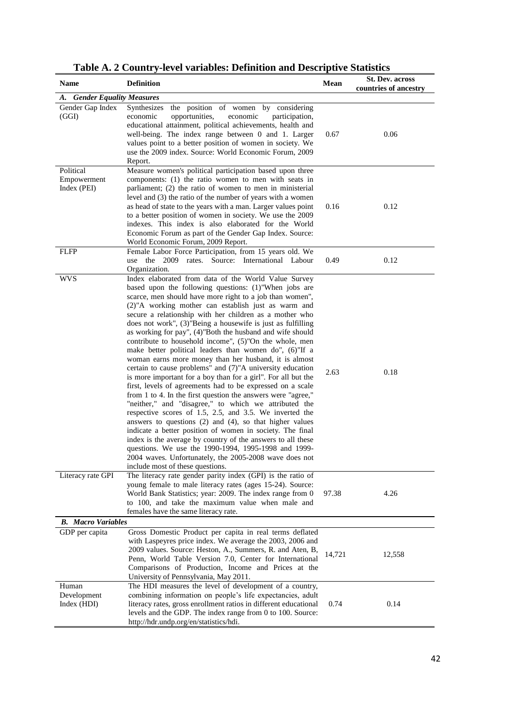# Table A. 2 Country-level variables: Definition and Descriptive Statistics

| Name | Definition | Mean | St. Dev. across countries of ancestry |
|---|---|---|---|
| ***A. Gender Equality Measures*** | | | |
| Gender Gap Index (GGI) | Synthesizes the position of women by considering economic opportunities, economic participation, educational attainment, political achievements, health and well-being. The index range between 0 and 1. Larger values point to a better position of women in society. We use the 2009 index. Source: World Economic Forum, 2009 Report. | 0.67 | 0.06 |
| Political Empowerment Index (PEI) | Measure women's political participation based upon three components: (1) the ratio women to men with seats in parliament; (2) the ratio of women to men in ministerial level and (3) the ratio of the number of years with a women as head of state to the years with a man. Larger values point to a better position of women in society. We use the 2009 indexes. This index is also elaborated for the World Economic Forum as part of the Gender Gap Index. Source: World Economic Forum, 2009 Report. | 0.16 | 0.12 |
| FLFP | Female Labor Force Participation, from 15 years old. We use the 2009 rates. Source: International Labour Organization. | 0.49 | 0.12 |
| WVS | Index elaborated from data of the World Value Survey based upon the following questions: (1)"When jobs are scarce, men should have more right to a job than women", (2)"A working mother can establish just as warm and secure a relationship with her children as a mother who does not work", (3)"Being a housewife is just as fulfilling as working for pay", (4)"Both the husband and wife should contribute to household income", (5)"On the whole, men make better political leaders than women do", (6)"If a woman earns more money than her husband, it is almost certain to cause problems" and (7)"A university education is more important for a boy than for a girl". For all but the first, levels of agreements had to be expressed on a scale from 1 to 4. In the first question the answers were "agree," "neither," and "disagree," to which we attributed the respective scores of 1.5, 2.5, and 3.5. We inverted the answers to questions (2) and (4), so that higher values indicate a better position of women in society. The final index is the average by country of the answers to all these questions. We use the 1990-1994, 1995-1998 and 1999-2004 waves. Unfortunately, the 2005-2008 wave does not include most of these questions. | 2.63 | 0.18 |
| Literacy rate GPI | The literacy rate gender parity index (GPI) is the ratio of young female to male literacy rates (ages 15-24). Source: World Bank Statistics; year: 2009. The index range from 0 to 100, and take the maximum value when male and females have the same literacy rate. | 97.38 | 4.26 |
| ***B. Macro Variables*** | | | |
| GDP per capita | Gross Domestic Product per capita in real terms deflated with Laspeyres price index. We average the 2003, 2006 and 2009 values. Source: Heston, A., Summers, R. and Aten, B, Penn, World Table Version 7.0, Center for International Comparisons of Production, Income and Prices at the University of Pennsylvania, May 2011. | 14,721 | 12,558 |
| Human Development Index (HDI) | The HDI measures the level of development of a country, combining information on people's life expectancies, adult literacy rates, gross enrollment ratios in different educational levels and the GDP. The index range from 0 to 100. Source: http://hdr.undp.org/en/statistics/hdi. | 0.74 | 0.14 |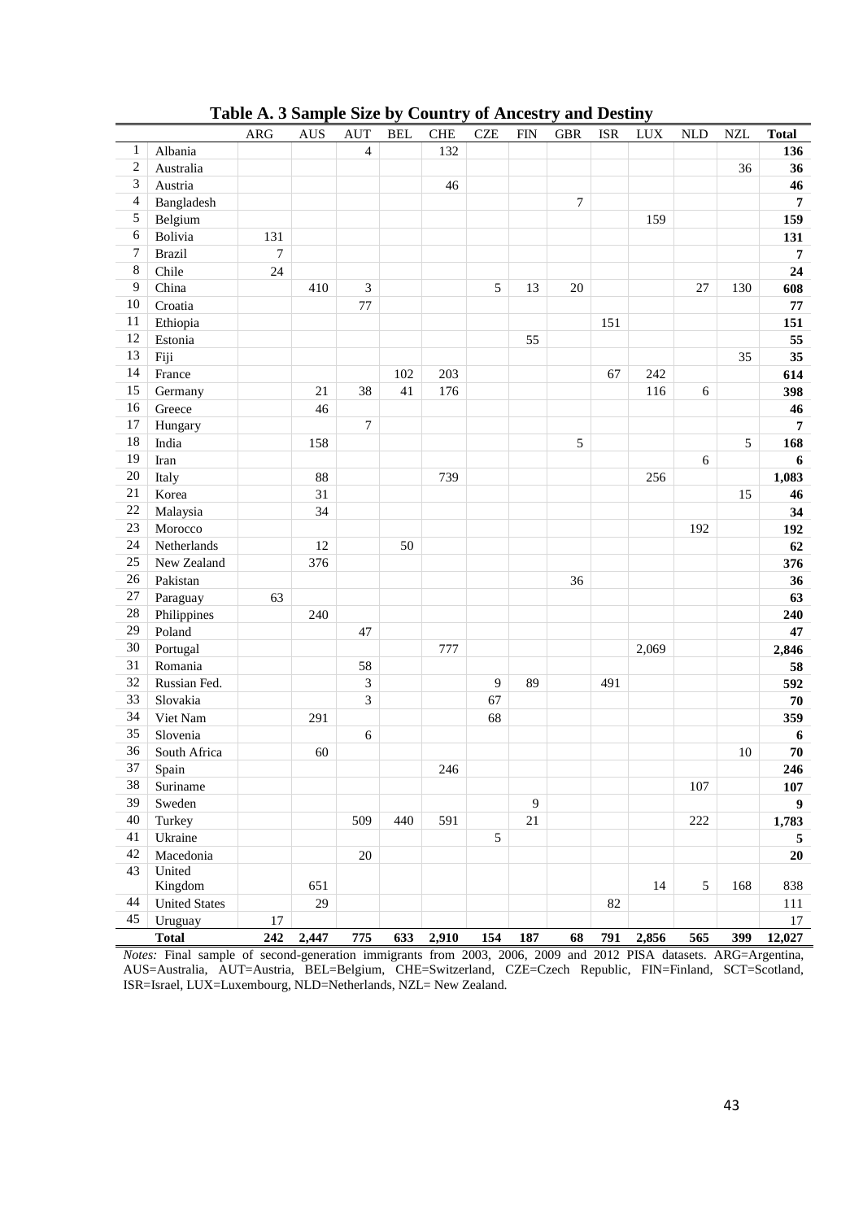**Table A. 3 Sample Size by Country of Ancestry and Destiny**

| | | ARG | AUS | AUT | BEL | CHE | CZE | FIN | GBR | ISR | LUX | NLD | NZL | Total |
|---|---|---|---|---|---|---|---|---|---|---|---|---|---|---|
| 1 | Albania | | | 4 | | 132 | | | | | | | | **136** |
| 2 | Australia | | | | | | | | | | | | 36 | **36** |
| 3 | Austria | | | | | 46 | | | | | | | | **46** |
| 4 | Bangladesh | | | | | | | | 7 | | | | | **7** |
| 5 | Belgium | | | | | | | | | | 159 | | | **159** |
| 6 | Bolivia | 131 | | | | | | | | | | | | **131** |
| 7 | Brazil | 7 | | | | | | | | | | | | **7** |
| 8 | Chile | 24 | | | | | | | | | | | | **24** |
| 9 | China | | 410 | 3 | | | 5 | 13 | 20 | | | 27 | 130 | **608** |
| 10 | Croatia | | | 77 | | | | | | | | | | **77** |
| 11 | Ethiopia | | | | | | | | | 151 | | | | **151** |
| 12 | Estonia | | | | | | | 55 | | | | | | **55** |
| 13 | Fiji | | | | | | | | | | | | 35 | **35** |
| 14 | France | | | | 102 | 203 | | | | 67 | 242 | | | **614** |
| 15 | Germany | | 21 | 38 | 41 | 176 | | | | | 116 | 6 | | **398** |
| 16 | Greece | | 46 | | | | | | | | | | | **46** |
| 17 | Hungary | | | 7 | | | | | | | | | | **7** |
| 18 | India | | 158 | | | | | | 5 | | | | 5 | **168** |
| 19 | Iran | | | | | | | | | | | 6 | | **6** |
| 20 | Italy | | 88 | | | 739 | | | | | 256 | | | **1,083** |
| 21 | Korea | | 31 | | | | | | | | | | 15 | **46** |
| 22 | Malaysia | | 34 | | | | | | | | | | | **34** |
| 23 | Morocco | | | | | | | | | | | 192 | | **192** |
| 24 | Netherlands | | 12 | | 50 | | | | | | | | | **62** |
| 25 | New Zealand | | 376 | | | | | | | | | | | **376** |
| 26 | Pakistan | | | | | | | | 36 | | | | | **36** |
| 27 | Paraguay | 63 | | | | | | | | | | | | **63** |
| 28 | Philippines | | 240 | | | | | | | | | | | **240** |
| 29 | Poland | | | 47 | | | | | | | | | | **47** |
| 30 | Portugal | | | | | 777 | | | | | 2,069 | | | **2,846** |
| 31 | Romania | | | 58 | | | | | | | | | | **58** |
| 32 | Russian Fed. | | | 3 | | | 9 | 89 | | 491 | | | | **592** |
| 33 | Slovakia | | | 3 | | | 67 | | | | | | | **70** |
| 34 | Viet Nam | | 291 | | | | 68 | | | | | | | **359** |
| 35 | Slovenia | | | 6 | | | | | | | | | | **6** |
| 36 | South Africa | | 60 | | | | | | | | | | 10 | **70** |
| 37 | Spain | | | | | 246 | | | | | | | | **246** |
| 38 | Suriname | | | | | | | | | | | 107 | | **107** |
| 39 | Sweden | | | | | | | 9 | | | | | | **9** |
| 40 | Turkey | | | 509 | 440 | 591 | | 21 | | | | 222 | | **1,783** |
| 41 | Ukraine | | | | | | 5 | | | | | | | **5** |
| 42 | Macedonia | | | 20 | | | | | | | | | | **20** |
| 43 | United Kingdom | | 651 | | | | | | | | 14 | 5 | 168 | 838 |
| 44 | United States | | 29 | | | | | | | 82 | | | | 111 |
| 45 | Uruguay | 17 | | | | | | | | | | | | 17 |
| | **Total** | **242** | **2,447** | **775** | **633** | **2,910** | **154** | **187** | **68** | **791** | **2,856** | **565** | **399** | **12,027** |

*Notes:* Final sample of second-generation immigrants from 2003, 2006, 2009 and 2012 PISA datasets. ARG=Argentina, AUS=Australia, AUT=Austria, BEL=Belgium, CHE=Switzerland, CZE=Czech Republic, FIN=Finland, SCT=Scotland, ISR=Israel, LUX=Luxembourg, NLD=Netherlands, NZL= New Zealand.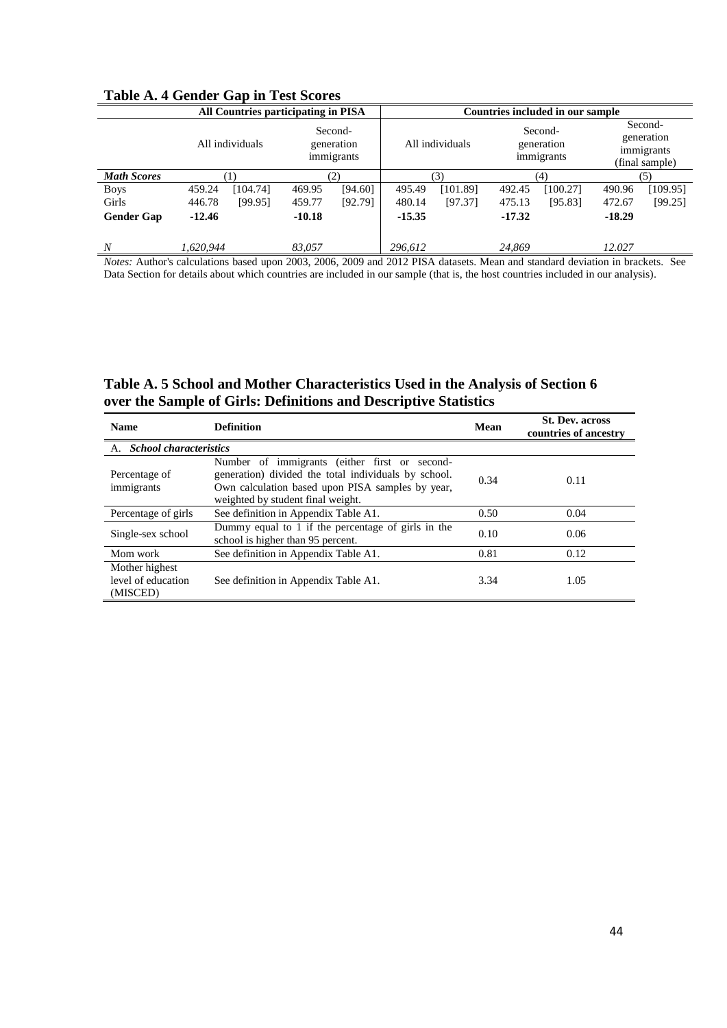## Table A. 4 Gender Gap in Test Scores

| | All Countries participating in PISA | | | | Countries included in our sample | | | | | |
|---|---|---|---|---|---|---|---|---|---|---|
| | All individuals | | Second-generation immigrants | | All individuals | | Second-generation immigrants | | Second-generation immigrants (final sample) | |
| ***Math Scores*** | (1) | | (2) | | (3) | | (4) | | (5) | |
| Boys | 459.24 | [104.74] | 469.95 | [94.60] | 495.49 | [101.89] | 492.45 | [100.27] | 490.96 | [109.95] |
| Girls | 446.78 | [99.95] | 459.77 | [92.79] | 480.14 | [97.37] | 475.13 | [95.83] | 472.67 | [99.25] |
| **Gender Gap** | **-12.46** | | **-10.18** | | **-15.35** | | **-17.32** | | **-18.29** | |
| *N* | *1,620,944* | | *83,057* | | *296,612* | | *24,869* | | *12.027* | |

*Notes:* Author's calculations based upon 2003, 2006, 2009 and 2012 PISA datasets. Mean and standard deviation in brackets. See Data Section for details about which countries are included in our sample (that is, the host countries included in our analysis).

## Table A. 5 School and Mother Characteristics Used in the Analysis of Section 6 over the Sample of Girls: Definitions and Descriptive Statistics

| **Name** | **Definition** | **Mean** | **St. Dev. across countries of ancestry** |
|---|---|---|---|
| A. ***School characteristics*** | | | |
| Percentage of immigrants | Number of immigrants (either first or second-generation) divided the total individuals by school. Own calculation based upon PISA samples by year, weighted by student final weight. | 0.34 | 0.11 |
| Percentage of girls | See definition in Appendix Table A1. | 0.50 | 0.04 |
| Single-sex school | Dummy equal to 1 if the percentage of girls in the school is higher than 95 percent. | 0.10 | 0.06 |
| Mom work | See definition in Appendix Table A1. | 0.81 | 0.12 |
| Mother highest level of education (MISCED) | See definition in Appendix Table A1. | 3.34 | 1.05 |